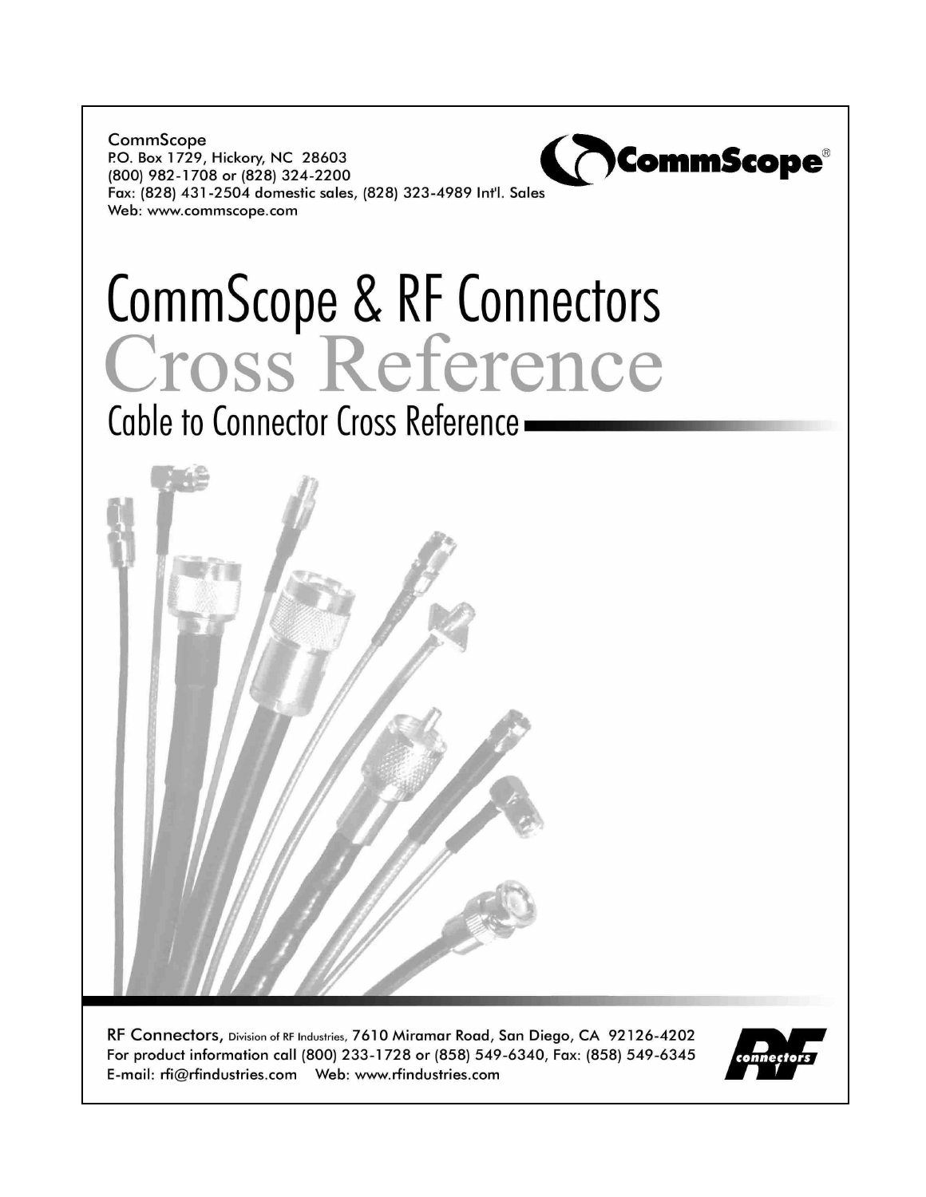CommScope
P.O. Box 1729, Hickory, NC 28603
(800) 982-1708 or (828) 324-2200
Fax: (828) 431-2504 domestic sales, (828) 323-4989 Int'l. Sales
Web: www.commscope.com

# CommScope & RF Connectors
# Cross Reference
## Cable to Connector Cross Reference

RF Connectors, Division of RF Industries, 7610 Miramar Road, San Diego, CA 92126-4202
For product information call (800) 233-1728 or (858) 549-6340, Fax: (858) 549-6345
E-mail: rfi@rfindustries.com Web: www.rfindustries.com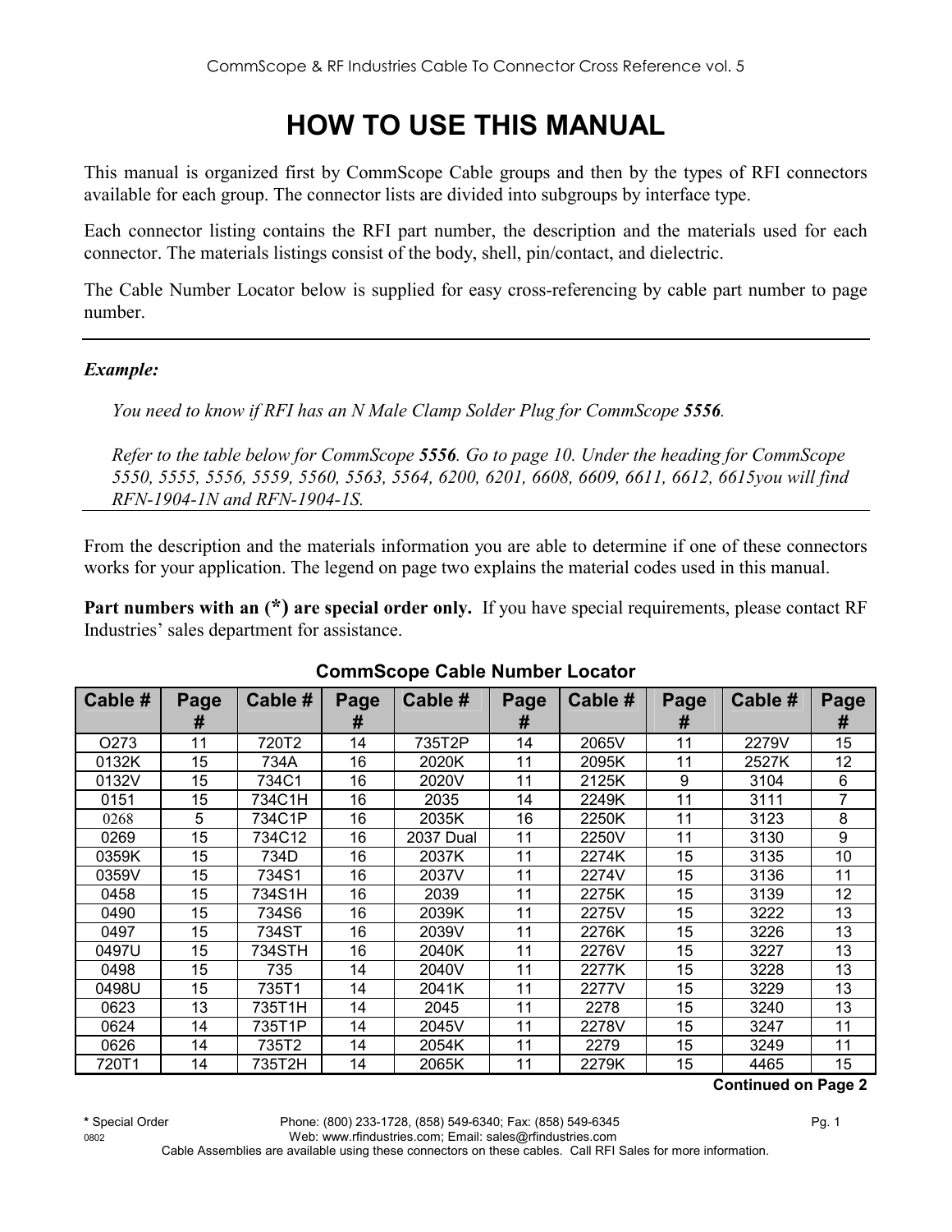# HOW TO USE THIS MANUAL

This manual is organized first by CommScope Cable groups and then by the types of RFI connectors available for each group. The connector lists are divided into subgroups by interface type.

Each connector listing contains the RFI part number, the description and the materials used for each connector. The materials listings consist of the body, shell, pin/contact, and dielectric.

The Cable Number Locator below is supplied for easy cross-referencing by cable part number to page number.

---

***Example:***

*You need to know if RFI has an N Male Clamp Solder Plug for CommScope **5556**.*

*Refer to the table below for CommScope **5556**. Go to page 10. Under the heading for CommScope 5550, 5555, 5556, 5559, 5560, 5563, 5564, 6200, 6201, 6608, 6609, 6611, 6612, 6615you will find RFN-1904-1N and RFN-1904-1S.*

---

From the description and the materials information you are able to determine if one of these connectors works for your application. The legend on page two explains the material codes used in this manual.

**Part numbers with an (*) are special order only.** If you have special requirements, please contact RF Industries' sales department for assistance.

**CommScope Cable Number Locator**

| Cable # | Page # | Cable # | Page # | Cable # | Page # | Cable # | Page # | Cable # | Page # |
|---|---|---|---|---|---|---|---|---|---|
| O273 | 11 | 720T2 | 14 | 735T2P | 14 | 2065V | 11 | 2279V | 15 |
| 0132K | 15 | 734A | 16 | 2020K | 11 | 2095K | 11 | 2527K | 12 |
| 0132V | 15 | 734C1 | 16 | 2020V | 11 | 2125K | 9 | 3104 | 6 |
| 0151 | 15 | 734C1H | 16 | 2035 | 14 | 2249K | 11 | 3111 | 7 |
| 0268 | 5 | 734C1P | 16 | 2035K | 16 | 2250K | 11 | 3123 | 8 |
| 0269 | 15 | 734C12 | 16 | 2037 Dual | 11 | 2250V | 11 | 3130 | 9 |
| 0359K | 15 | 734D | 16 | 2037K | 11 | 2274K | 15 | 3135 | 10 |
| 0359V | 15 | 734S1 | 16 | 2037V | 11 | 2274V | 15 | 3136 | 11 |
| 0458 | 15 | 734S1H | 16 | 2039 | 11 | 2275K | 15 | 3139 | 12 |
| 0490 | 15 | 734S6 | 16 | 2039K | 11 | 2275V | 15 | 3222 | 13 |
| 0497 | 15 | 734ST | 16 | 2039V | 11 | 2276K | 15 | 3226 | 13 |
| 0497U | 15 | 734STH | 16 | 2040K | 11 | 2276V | 15 | 3227 | 13 |
| 0498 | 15 | 735 | 14 | 2040V | 11 | 2277K | 15 | 3228 | 13 |
| 0498U | 15 | 735T1 | 14 | 2041K | 11 | 2277V | 15 | 3229 | 13 |
| 0623 | 13 | 735T1H | 14 | 2045 | 11 | 2278 | 15 | 3240 | 13 |
| 0624 | 14 | 735T1P | 14 | 2045V | 11 | 2278V | 15 | 3247 | 11 |
| 0626 | 14 | 735T2 | 14 | 2054K | 11 | 2279 | 15 | 3249 | 11 |
| 720T1 | 14 | 735T2H | 14 | 2065K | 11 | 2279K | 15 | 4465 | 15 |

**Continued on Page 2**

**\*** Special Order Phone: (800) 233-1728, (858) 549-6340; Fax: (858) 549-6345
0802 Web: www.rfindustries.com; Email: sales@rfindustries.com
Cable Assemblies are available using these connectors on these cables. Call RFI Sales for more information.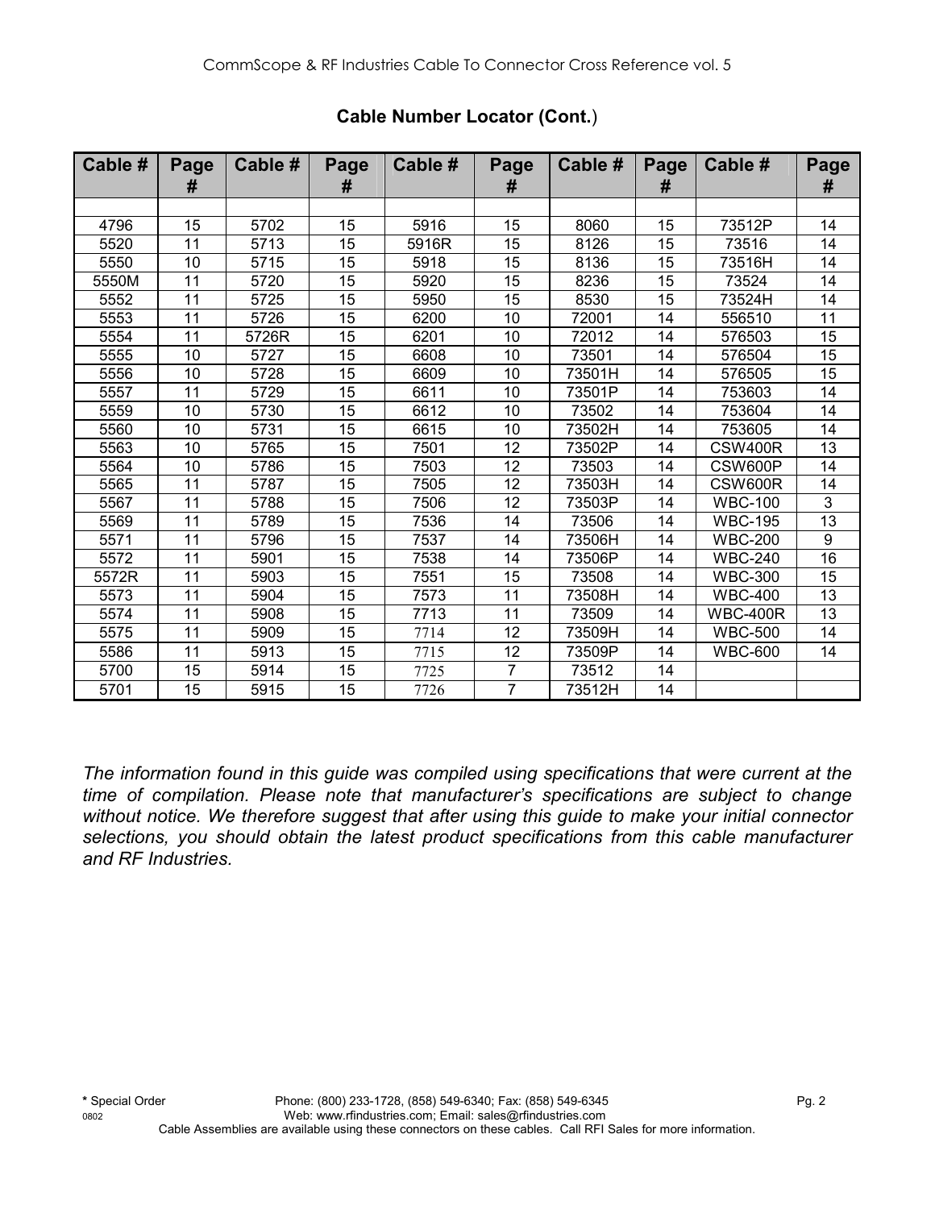**Cable Number Locator (Cont.)**

| Cable # | Page # | Cable # | Page # | Cable # | Page # | Cable # | Page # | Cable # | Page # |
|---|---|---|---|---|---|---|---|---|---|
| | | | | | | | | | |
| 4796 | 15 | 5702 | 15 | 5916 | 15 | 8060 | 15 | 73512P | 14 |
| 5520 | 11 | 5713 | 15 | 5916R | 15 | 8126 | 15 | 73516 | 14 |
| 5550 | 10 | 5715 | 15 | 5918 | 15 | 8136 | 15 | 73516H | 14 |
| 5550M | 11 | 5720 | 15 | 5920 | 15 | 8236 | 15 | 73524 | 14 |
| 5552 | 11 | 5725 | 15 | 5950 | 15 | 8530 | 15 | 73524H | 14 |
| 5553 | 11 | 5726 | 15 | 6200 | 10 | 72001 | 14 | 556510 | 11 |
| 5554 | 11 | 5726R | 15 | 6201 | 10 | 72012 | 14 | 576503 | 15 |
| 5555 | 10 | 5727 | 15 | 6608 | 10 | 73501 | 14 | 576504 | 15 |
| 5556 | 10 | 5728 | 15 | 6609 | 10 | 73501H | 14 | 576505 | 15 |
| 5557 | 11 | 5729 | 15 | 6611 | 10 | 73501P | 14 | 753603 | 14 |
| 5559 | 10 | 5730 | 15 | 6612 | 10 | 73502 | 14 | 753604 | 14 |
| 5560 | 10 | 5731 | 15 | 6615 | 10 | 73502H | 14 | 753605 | 14 |
| 5563 | 10 | 5765 | 15 | 7501 | 12 | 73502P | 14 | CSW400R | 13 |
| 5564 | 10 | 5786 | 15 | 7503 | 12 | 73503 | 14 | CSW600P | 14 |
| 5565 | 11 | 5787 | 15 | 7505 | 12 | 73503H | 14 | CSW600R | 14 |
| 5567 | 11 | 5788 | 15 | 7506 | 12 | 73503P | 14 | WBC-100 | 3 |
| 5569 | 11 | 5789 | 15 | 7536 | 14 | 73506 | 14 | WBC-195 | 13 |
| 5571 | 11 | 5796 | 15 | 7537 | 14 | 73506H | 14 | WBC-200 | 9 |
| 5572 | 11 | 5901 | 15 | 7538 | 14 | 73506P | 14 | WBC-240 | 16 |
| 5572R | 11 | 5903 | 15 | 7551 | 15 | 73508 | 14 | WBC-300 | 15 |
| 5573 | 11 | 5904 | 15 | 7573 | 11 | 73508H | 14 | WBC-400 | 13 |
| 5574 | 11 | 5908 | 15 | 7713 | 11 | 73509 | 14 | WBC-400R | 13 |
| 5575 | 11 | 5909 | 15 | 7714 | 12 | 73509H | 14 | WBC-500 | 14 |
| 5586 | 11 | 5913 | 15 | 7715 | 12 | 73509P | 14 | WBC-600 | 14 |
| 5700 | 15 | 5914 | 15 | 7725 | 7 | 73512 | 14 | | |
| 5701 | 15 | 5915 | 15 | 7726 | 7 | 73512H | 14 | | |

*The information found in this guide was compiled using specifications that were current at the time of compilation. Please note that manufacturer's specifications are subject to change without notice. We therefore suggest that after using this guide to make your initial connector selections, you should obtain the latest product specifications from this cable manufacturer and RF Industries.*

**\*** Special Order — Phone: (800) 233-1728, (858) 549-6340; Fax: (858) 549-6345

Web: www.rfindustries.com; Email: sales@rfindustries.com

Cable Assemblies are available using these connectors on these cables. Call RFI Sales for more information.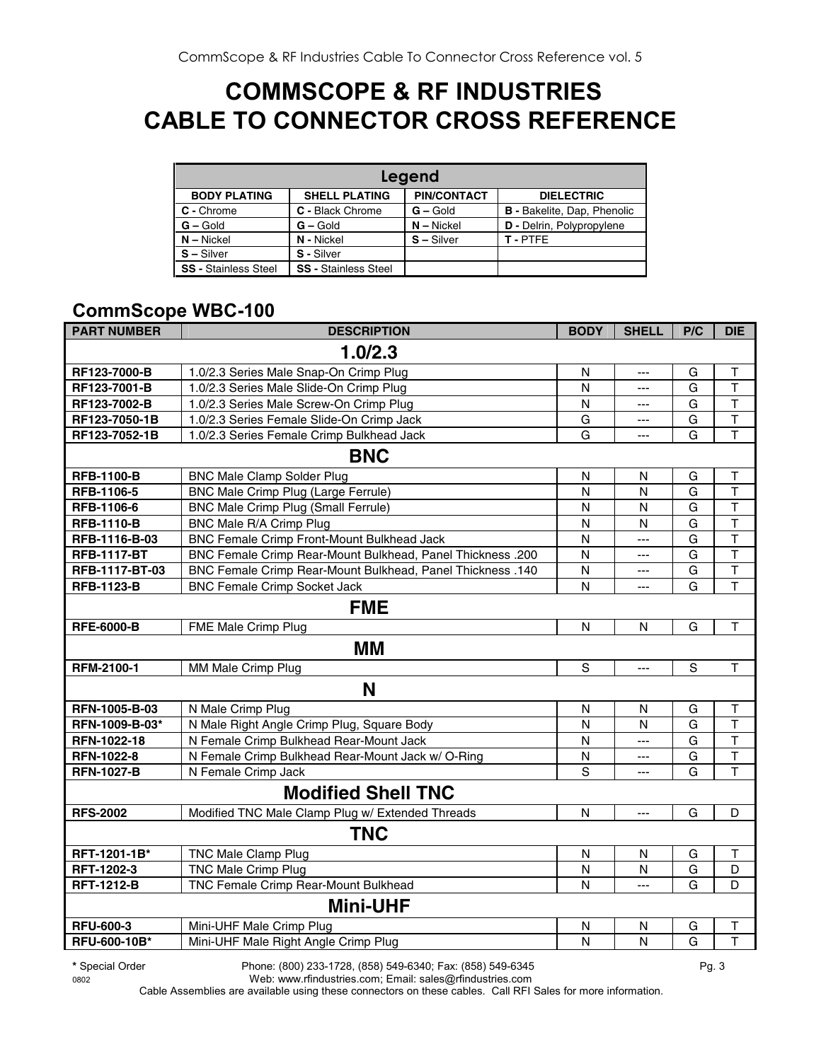# COMMSCOPE & RF INDUSTRIES CABLE TO CONNECTOR CROSS REFERENCE

| Legend | | | |
|---|---|---|---|
| **BODY PLATING** | **SHELL PLATING** | **PIN/CONTACT** | **DIELECTRIC** |
| **C -** Chrome | **C -** Black Chrome | **G –** Gold | **B -** Bakelite, Dap, Phenolic |
| **G –** Gold | **G –** Gold | **N –** Nickel | **D -** Delrin, Polypropylene |
| **N –** Nickel | **N -** Nickel | **S –** Silver | **T -** PTFE |
| **S –** Silver | **S -** Silver | | |
| **SS -** Stainless Steel | **SS -** Stainless Steel | | |

## CommScope WBC-100

| PART NUMBER | DESCRIPTION | BODY | SHELL | P/C | DIE |
|---|---|---|---|---|---|
| | **1.0/2.3** | | | | |
| **RF123-7000-B** | 1.0/2.3 Series Male Snap-On Crimp Plug | N | --- | G | T |
| **RF123-7001-B** | 1.0/2.3 Series Male Slide-On Crimp Plug | N | --- | G | T |
| **RF123-7002-B** | 1.0/2.3 Series Male Screw-On Crimp Plug | N | --- | G | T |
| **RF123-7050-1B** | 1.0/2.3 Series Female Slide-On Crimp Jack | G | --- | G | T |
| **RF123-7052-1B** | 1.0/2.3 Series Female Crimp Bulkhead Jack | G | --- | G | T |
| | **BNC** | | | | |
| **RFB-1100-B** | BNC Male Clamp Solder Plug | N | N | G | T |
| **RFB-1106-5** | BNC Male Crimp Plug (Large Ferrule) | N | N | G | T |
| **RFB-1106-6** | BNC Male Crimp Plug (Small Ferrule) | N | N | G | T |
| **RFB-1110-B** | BNC Male R/A Crimp Plug | N | N | G | T |
| **RFB-1116-B-03** | BNC Female Crimp Front-Mount Bulkhead Jack | N | --- | G | T |
| **RFB-1117-BT** | BNC Female Crimp Rear-Mount Bulkhead, Panel Thickness .200 | N | --- | G | T |
| **RFB-1117-BT-03** | BNC Female Crimp Rear-Mount Bulkhead, Panel Thickness .140 | N | --- | G | T |
| **RFB-1123-B** | BNC Female Crimp Socket Jack | N | --- | G | T |
| | **FME** | | | | |
| **RFE-6000-B** | FME Male Crimp Plug | N | N | G | T |
| | **MM** | | | | |
| **RFM-2100-1** | MM Male Crimp Plug | S | --- | S | T |
| | **N** | | | | |
| **RFN-1005-B-03** | N Male Crimp Plug | N | N | G | T |
| **RFN-1009-B-03*** | N Male Right Angle Crimp Plug, Square Body | N | N | G | T |
| **RFN-1022-18** | N Female Crimp Bulkhead Rear-Mount Jack | N | --- | G | T |
| **RFN-1022-8** | N Female Crimp Bulkhead Rear-Mount Jack w/ O-Ring | N | --- | G | T |
| **RFN-1027-B** | N Female Crimp Jack | S | --- | G | T |
| | **Modified Shell TNC** | | | | |
| **RFS-2002** | Modified TNC Male Clamp Plug w/ Extended Threads | N | --- | G | D |
| | **TNC** | | | | |
| **RFT-1201-1B*** | TNC Male Clamp Plug | N | N | G | T |
| **RFT-1202-3** | TNC Male Crimp Plug | N | N | G | D |
| **RFT-1212-B** | TNC Female Crimp Rear-Mount Bulkhead | N | --- | G | D |
| | **Mini-UHF** | | | | |
| **RFU-600-3** | Mini-UHF Male Crimp Plug | N | N | G | T |
| **RFU-600-10B*** | Mini-UHF Male Right Angle Crimp Plug | N | N | G | T |

**\*** Special Order

Phone: (800) 233-1728, (858) 549-6340; Fax: (858) 549-6345
Web: www.rfindustries.com; Email: sales@rfindustries.com
Cable Assemblies are available using these connectors on these cables. Call RFI Sales for more information.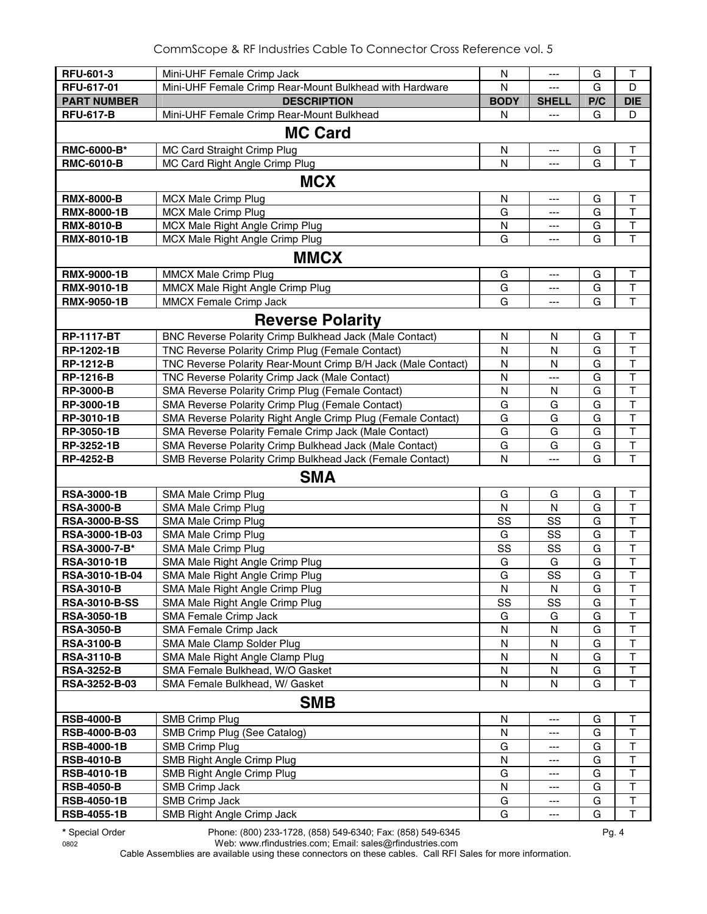| RFU-601-3 | Mini-UHF Female Crimp Jack | N | --- | G | T |
|---|---|---|---|---|---|
| RFU-617-01 | Mini-UHF Female Crimp Rear-Mount Bulkhead with Hardware | N | --- | G | D |
| **PART NUMBER** | **DESCRIPTION** | **BODY** | **SHELL** | **P/C** | **DIE** |
| RFU-617-B | Mini-UHF Female Crimp Rear-Mount Bulkhead | N | --- | G | D |
| | **MC Card** | | | | |
| RMC-6000-B* | MC Card Straight Crimp Plug | N | --- | G | T |
| RMC-6010-B | MC Card Right Angle Crimp Plug | N | --- | G | T |
| | **MCX** | | | | |
| RMX-8000-B | MCX Male Crimp Plug | N | --- | G | T |
| RMX-8000-1B | MCX Male Crimp Plug | G | --- | G | T |
| RMX-8010-B | MCX Male Right Angle Crimp Plug | N | --- | G | T |
| RMX-8010-1B | MCX Male Right Angle Crimp Plug | G | --- | G | T |
| | **MMCX** | | | | |
| RMX-9000-1B | MMCX Male Crimp Plug | G | --- | G | T |
| RMX-9010-1B | MMCX Male Right Angle Crimp Plug | G | --- | G | T |
| RMX-9050-1B | MMCX Female Crimp Jack | G | --- | G | T |
| | **Reverse Polarity** | | | | |
| RP-1117-BT | BNC Reverse Polarity Crimp Bulkhead Jack (Male Contact) | N | N | G | T |
| RP-1202-1B | TNC Reverse Polarity Crimp Plug (Female Contact) | N | N | G | T |
| RP-1212-B | TNC Reverse Polarity Rear-Mount Crimp B/H Jack (Male Contact) | N | N | G | T |
| RP-1216-B | TNC Reverse Polarity Crimp Jack (Male Contact) | N | --- | G | T |
| RP-3000-B | SMA Reverse Polarity Crimp Plug (Female Contact) | N | N | G | T |
| RP-3000-1B | SMA Reverse Polarity Crimp Plug (Female Contact) | G | G | G | T |
| RP-3010-1B | SMA Reverse Polarity Right Angle Crimp Plug (Female Contact) | G | G | G | T |
| RP-3050-1B | SMA Reverse Polarity Female Crimp Jack (Male Contact) | G | G | G | T |
| RP-3252-1B | SMA Reverse Polarity Crimp Bulkhead Jack (Male Contact) | G | G | G | T |
| RP-4252-B | SMB Reverse Polarity Crimp Bulkhead Jack (Female Contact) | N | --- | G | T |
| | **SMA** | | | | |
| RSA-3000-1B | SMA Male Crimp Plug | G | G | G | T |
| RSA-3000-B | SMA Male Crimp Plug | N | N | G | T |
| RSA-3000-B-SS | SMA Male Crimp Plug | SS | SS | G | T |
| RSA-3000-1B-03 | SMA Male Crimp Plug | G | SS | G | T |
| RSA-3000-7-B* | SMA Male Crimp Plug | SS | SS | G | T |
| RSA-3010-1B | SMA Male Right Angle Crimp Plug | G | G | G | T |
| RSA-3010-1B-04 | SMA Male Right Angle Crimp Plug | G | SS | G | T |
| RSA-3010-B | SMA Male Right Angle Crimp Plug | N | N | G | T |
| RSA-3010-B-SS | SMA Male Right Angle Crimp Plug | SS | SS | G | T |
| RSA-3050-1B | SMA Female Crimp Jack | G | G | G | T |
| RSA-3050-B | SMA Female Crimp Jack | N | N | G | T |
| RSA-3100-B | SMA Male Clamp Solder Plug | N | N | G | T |
| RSA-3110-B | SMA Male Right Angle Clamp Plug | N | N | G | T |
| RSA-3252-B | SMA Female Bulkhead, W/O Gasket | N | N | G | T |
| RSA-3252-B-03 | SMA Female Bulkhead, W/ Gasket | N | N | G | T |
| | **SMB** | | | | |
| RSB-4000-B | SMB Crimp Plug | N | --- | G | T |
| RSB-4000-B-03 | SMB Crimp Plug (See Catalog) | N | --- | G | T |
| RSB-4000-1B | SMB Crimp Plug | G | --- | G | T |
| RSB-4010-B | SMB Right Angle Crimp Plug | N | --- | G | T |
| RSB-4010-1B | SMB Right Angle Crimp Plug | G | --- | G | T |
| RSB-4050-B | SMB Crimp Jack | N | --- | G | T |
| RSB-4050-1B | SMB Crimp Jack | G | --- | G | T |
| RSB-4055-1B | SMB Right Angle Crimp Jack | G | --- | G | T |

**\*** Special Order

Phone: (800) 233-1728, (858) 549-6340; Fax: (858) 549-6345
Web: www.rfindustries.com; Email: sales@rfindustries.com

Cable Assemblies are available using these connectors on these cables. Call RFI Sales for more information.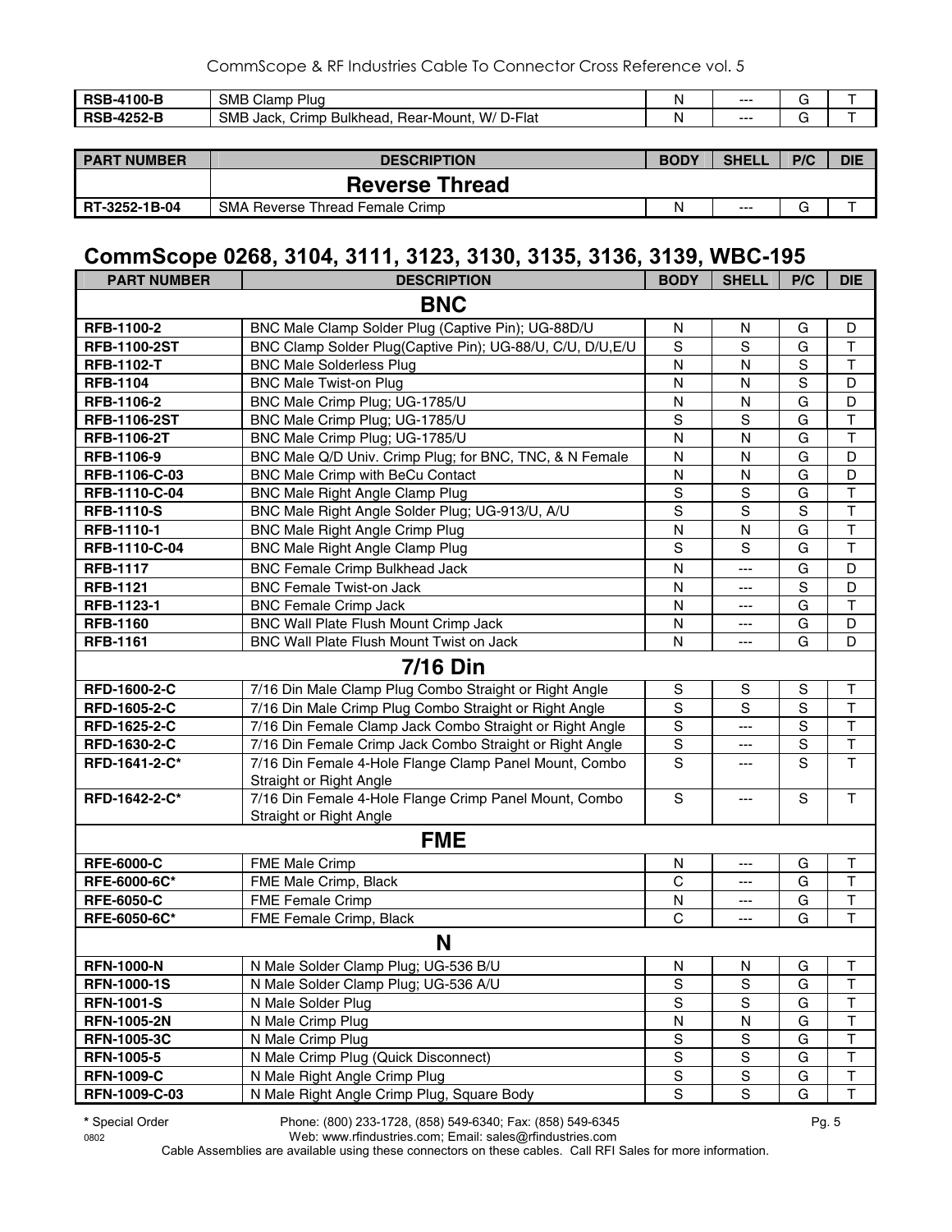| PART NUMBER | DESCRIPTION | BODY | SHELL | P/C | DIE |
|---|---|---|---|---|---|
| **RSB-4100-B** | SMB Clamp Plug | N | --- | G | T |
| **RSB-4252-B** | SMB Jack, Crimp Bulkhead, Rear-Mount, W/ D-Flat | N | --- | G | T |

| PART NUMBER | DESCRIPTION | BODY | SHELL | P/C | DIE |
|---|---|---|---|---|---|
| | **Reverse Thread** | | | | |
| **RT-3252-1B-04** | SMA Reverse Thread Female Crimp | N | --- | G | T |

## CommScope 0268, 3104, 3111, 3123, 3130, 3135, 3136, 3139, WBC-195

| PART NUMBER | DESCRIPTION | BODY | SHELL | P/C | DIE |
|---|---|---|---|---|---|
| | **BNC** | | | | |
| **RFB-1100-2** | BNC Male Clamp Solder Plug (Captive Pin); UG-88D/U | N | N | G | D |
| **RFB-1100-2ST** | BNC Clamp Solder Plug(Captive Pin); UG-88/U, C/U, D/U,E/U | S | S | G | T |
| **RFB-1102-T** | BNC Male Solderless Plug | N | N | S | T |
| **RFB-1104** | BNC Male Twist-on Plug | N | N | S | D |
| **RFB-1106-2** | BNC Male Crimp Plug; UG-1785/U | N | N | G | D |
| **RFB-1106-2ST** | BNC Male Crimp Plug; UG-1785/U | S | S | G | T |
| **RFB-1106-2T** | BNC Male Crimp Plug; UG-1785/U | N | N | G | T |
| **RFB-1106-9** | BNC Male Q/D Univ. Crimp Plug; for BNC, TNC, & N Female | N | N | G | D |
| **RFB-1106-C-03** | BNC Male Crimp with BeCu Contact | N | N | G | D |
| **RFB-1110-C-04** | BNC Male Right Angle Clamp Plug | S | S | G | T |
| **RFB-1110-S** | BNC Male Right Angle Solder Plug; UG-913/U, A/U | S | S | S | T |
| **RFB-1110-1** | BNC Male Right Angle Crimp Plug | N | N | G | T |
| **RFB-1110-C-04** | BNC Male Right Angle Clamp Plug | S | S | G | T |
| **RFB-1117** | BNC Female Crimp Bulkhead Jack | N | --- | G | D |
| **RFB-1121** | BNC Female Twist-on Jack | N | --- | S | D |
| **RFB-1123-1** | BNC Female Crimp Jack | N | --- | G | T |
| **RFB-1160** | BNC Wall Plate Flush Mount Crimp Jack | N | --- | G | D |
| **RFB-1161** | BNC Wall Plate Flush Mount Twist on Jack | N | --- | G | D |
| | **7/16 Din** | | | | |
| **RFD-1600-2-C** | 7/16 Din Male Clamp Plug Combo Straight or Right Angle | S | S | S | T |
| **RFD-1605-2-C** | 7/16 Din Male Crimp Plug Combo Straight or Right Angle | S | S | S | T |
| **RFD-1625-2-C** | 7/16 Din Female Clamp Jack Combo Straight or Right Angle | S | --- | S | T |
| **RFD-1630-2-C** | 7/16 Din Female Crimp Jack Combo Straight or Right Angle | S | --- | S | T |
| **RFD-1641-2-C*** | 7/16 Din Female 4-Hole Flange Clamp Panel Mount, Combo Straight or Right Angle | S | --- | S | T |
| **RFD-1642-2-C*** | 7/16 Din Female 4-Hole Flange Crimp Panel Mount, Combo Straight or Right Angle | S | --- | S | T |
| | **FME** | | | | |
| **RFE-6000-C** | FME Male Crimp | N | --- | G | T |
| **RFE-6000-6C*** | FME Male Crimp, Black | C | --- | G | T |
| **RFE-6050-C** | FME Female Crimp | N | --- | G | T |
| **RFE-6050-6C*** | FME Female Crimp, Black | C | --- | G | T |
| | **N** | | | | |
| **RFN-1000-N** | N Male Solder Clamp Plug; UG-536 B/U | N | N | G | T |
| **RFN-1000-1S** | N Male Solder Clamp Plug; UG-536 A/U | S | S | G | T |
| **RFN-1001-S** | N Male Solder Plug | S | S | G | T |
| **RFN-1005-2N** | N Male Crimp Plug | N | N | G | T |
| **RFN-1005-3C** | N Male Crimp Plug | S | S | G | T |
| **RFN-1005-5** | N Male Crimp Plug (Quick Disconnect) | S | S | G | T |
| **RFN-1009-C** | N Male Right Angle Crimp Plug | S | S | G | T |
| **RFN-1009-C-03** | N Male Right Angle Crimp Plug, Square Body | S | S | G | T |

**\*** Special Order    Phone: (800) 233-1728, (858) 549-6340; Fax: (858) 549-6345
Web: www.rfindustries.com; Email: sales@rfindustries.com
Cable Assemblies are available using these connectors on these cables. Call RFI Sales for more information.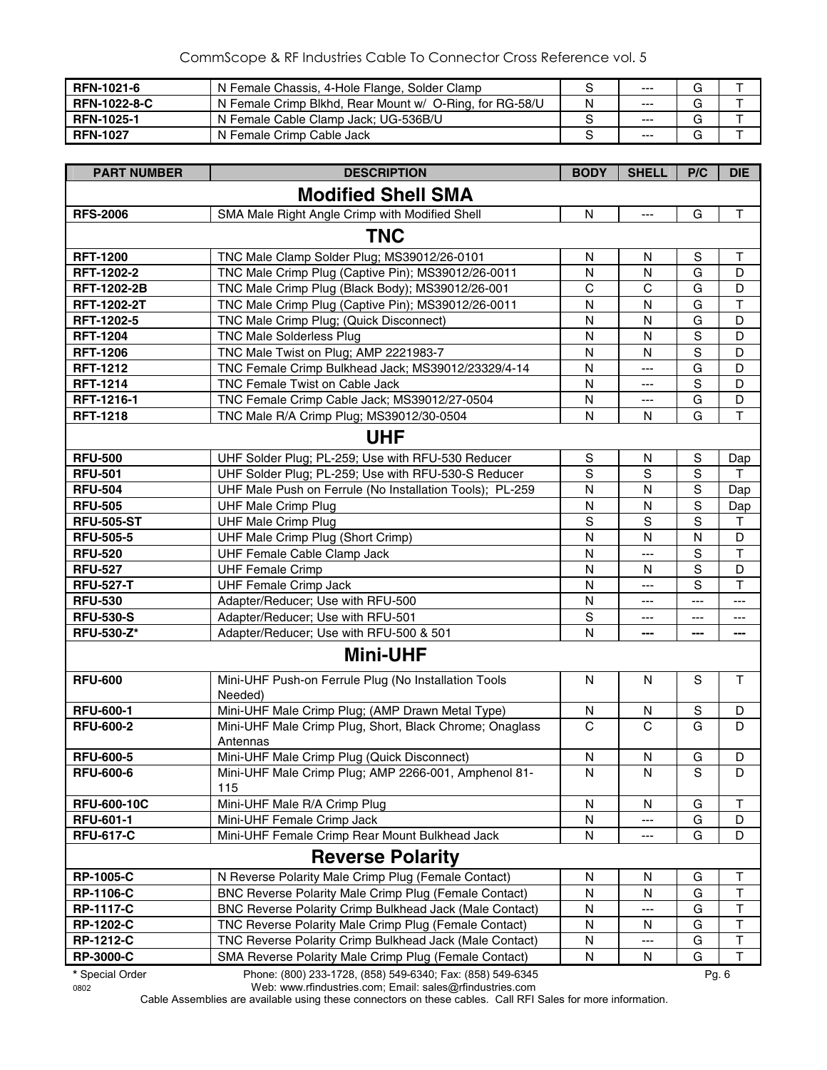| | | | | | |
|---|---|---|---|---|---|
| **RFN-1021-6** | N Female Chassis, 4-Hole Flange, Solder Clamp | S | --- | G | T |
| **RFN-1022-8-C** | N Female Crimp Blkhd, Rear Mount w/ O-Ring, for RG-58/U | N | --- | G | T |
| **RFN-1025-1** | N Female Cable Clamp Jack; UG-536B/U | S | --- | G | T |
| **RFN-1027** | N Female Crimp Cable Jack | S | --- | G | T |

| PART NUMBER | DESCRIPTION | BODY | SHELL | P/C | DIE |
|---|---|---|---|---|---|
| | **Modified Shell SMA** | | | | |
| **RFS-2006** | SMA Male Right Angle Crimp with Modified Shell | N | --- | G | T |
| | **TNC** | | | | |
| **RFT-1200** | TNC Male Clamp Solder Plug; MS39012/26-0101 | N | N | S | T |
| **RFT-1202-2** | TNC Male Crimp Plug (Captive Pin); MS39012/26-0011 | N | N | G | D |
| **RFT-1202-2B** | TNC Male Crimp Plug (Black Body); MS39012/26-001 | C | C | G | D |
| **RFT-1202-2T** | TNC Male Crimp Plug (Captive Pin); MS39012/26-0011 | N | N | G | T |
| **RFT-1202-5** | TNC Male Crimp Plug; (Quick Disconnect) | N | N | G | D |
| **RFT-1204** | TNC Male Solderless Plug | N | N | S | D |
| **RFT-1206** | TNC Male Twist on Plug; AMP 2221983-7 | N | N | S | D |
| **RFT-1212** | TNC Female Crimp Bulkhead Jack; MS39012/23329/4-14 | N | --- | G | D |
| **RFT-1214** | TNC Female Twist on Cable Jack | N | --- | S | D |
| **RFT-1216-1** | TNC Female Crimp Cable Jack; MS39012/27-0504 | N | --- | G | D |
| **RFT-1218** | TNC Male R/A Crimp Plug; MS39012/30-0504 | N | N | G | T |
| | **UHF** | | | | |
| **RFU-500** | UHF Solder Plug; PL-259; Use with RFU-530 Reducer | S | N | S | Dap |
| **RFU-501** | UHF Solder Plug; PL-259; Use with RFU-530-S Reducer | S | S | S | T |
| **RFU-504** | UHF Male Push on Ferrule (No Installation Tools); PL-259 | N | N | S | Dap |
| **RFU-505** | UHF Male Crimp Plug | N | N | S | Dap |
| **RFU-505-ST** | UHF Male Crimp Plug | S | S | S | T |
| **RFU-505-5** | UHF Male Crimp Plug (Short Crimp) | N | N | N | D |
| **RFU-520** | UHF Female Cable Clamp Jack | N | --- | S | T |
| **RFU-527** | UHF Female Crimp | N | N | S | D |
| **RFU-527-T** | UHF Female Crimp Jack | N | --- | S | T |
| **RFU-530** | Adapter/Reducer; Use with RFU-500 | N | --- | --- | --- |
| **RFU-530-S** | Adapter/Reducer; Use with RFU-501 | S | --- | --- | --- |
| **RFU-530-Z*** | Adapter/Reducer; Use with RFU-500 & 501 | N | --- | --- | --- |
| | **Mini-UHF** | | | | |
| **RFU-600** | Mini-UHF Push-on Ferrule Plug (No Installation Tools Needed) | N | N | S | T |
| **RFU-600-1** | Mini-UHF Male Crimp Plug; (AMP Drawn Metal Type) | N | N | S | D |
| **RFU-600-2** | Mini-UHF Male Crimp Plug, Short, Black Chrome; Onaglass Antennas | C | C | G | D |
| **RFU-600-5** | Mini-UHF Male Crimp Plug (Quick Disconnect) | N | N | G | D |
| **RFU-600-6** | Mini-UHF Male Crimp Plug; AMP 2266-001, Amphenol 81-115 | N | N | S | D |
| **RFU-600-10C** | Mini-UHF Male R/A Crimp Plug | N | N | G | T |
| **RFU-601-1** | Mini-UHF Female Crimp Jack | N | --- | G | D |
| **RFU-617-C** | Mini-UHF Female Crimp Rear Mount Bulkhead Jack | N | --- | G | D |
| | **Reverse Polarity** | | | | |
| **RP-1005-C** | N Reverse Polarity Male Crimp Plug (Female Contact) | N | N | G | T |
| **RP-1106-C** | BNC Reverse Polarity Male Crimp Plug (Female Contact) | N | N | G | T |
| **RP-1117-C** | BNC Reverse Polarity Crimp Bulkhead Jack (Male Contact) | N | --- | G | T |
| **RP-1202-C** | TNC Reverse Polarity Male Crimp Plug (Female Contact) | N | N | G | T |
| **RP-1212-C** | TNC Reverse Polarity Crimp Bulkhead Jack (Male Contact) | N | --- | G | T |
| **RP-3000-C** | SMA Reverse Polarity Male Crimp Plug (Female Contact) | N | N | G | T |

**\*** Special Order

Phone: (800) 233-1728, (858) 549-6340; Fax: (858) 549-6345
Web: www.rfindustries.com; Email: sales@rfindustries.com

Cable Assemblies are available using these connectors on these cables. Call RFI Sales for more information.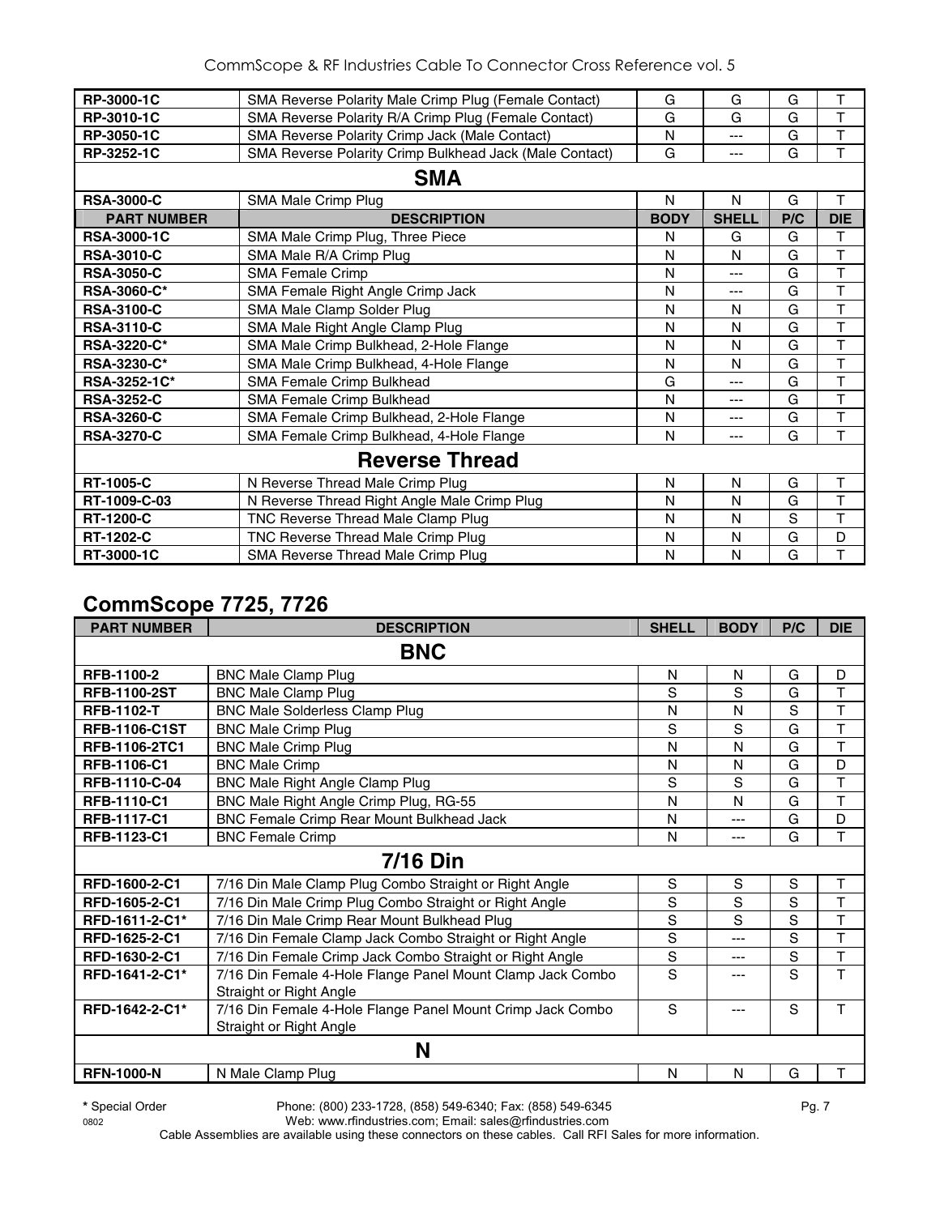| RP-3000-1C | SMA Reverse Polarity Male Crimp Plug (Female Contact) | G | G | G | T |
|---|---|---|---|---|---|
| **RP-3010-1C** | SMA Reverse Polarity R/A Crimp Plug (Female Contact) | G | G | G | T |
| **RP-3050-1C** | SMA Reverse Polarity Crimp Jack (Male Contact) | N | --- | G | T |
| **RP-3252-1C** | SMA Reverse Polarity Crimp Bulkhead Jack (Male Contact) | G | --- | G | T |
| | **SMA** | | | | |
| **RSA-3000-C** | SMA Male Crimp Plug | N | N | G | T |
| **PART NUMBER** | **DESCRIPTION** | **BODY** | **SHELL** | **P/C** | **DIE** |
| **RSA-3000-1C** | SMA Male Crimp Plug, Three Piece | N | G | G | T |
| **RSA-3010-C** | SMA Male R/A Crimp Plug | N | N | G | T |
| **RSA-3050-C** | SMA Female Crimp | N | --- | G | T |
| **RSA-3060-C*** | SMA Female Right Angle Crimp Jack | N | --- | G | T |
| **RSA-3100-C** | SMA Male Clamp Solder Plug | N | N | G | T |
| **RSA-3110-C** | SMA Male Right Angle Clamp Plug | N | N | G | T |
| **RSA-3220-C*** | SMA Male Crimp Bulkhead, 2-Hole Flange | N | N | G | T |
| **RSA-3230-C*** | SMA Male Crimp Bulkhead, 4-Hole Flange | N | N | G | T |
| **RSA-3252-1C*** | SMA Female Crimp Bulkhead | G | --- | G | T |
| **RSA-3252-C** | SMA Female Crimp Bulkhead | N | --- | G | T |
| **RSA-3260-C** | SMA Female Crimp Bulkhead, 2-Hole Flange | N | --- | G | T |
| **RSA-3270-C** | SMA Female Crimp Bulkhead, 4-Hole Flange | N | --- | G | T |
| | **Reverse Thread** | | | | |
| **RT-1005-C** | N Reverse Thread Male Crimp Plug | N | N | G | T |
| **RT-1009-C-03** | N Reverse Thread Right Angle Male Crimp Plug | N | N | G | T |
| **RT-1200-C** | TNC Reverse Thread Male Clamp Plug | N | N | S | T |
| **RT-1202-C** | TNC Reverse Thread Male Crimp Plug | N | N | G | D |
| **RT-3000-1C** | SMA Reverse Thread Male Crimp Plug | N | N | G | T |

## CommScope 7725, 7726

| PART NUMBER | DESCRIPTION | SHELL | BODY | P/C | DIE |
|---|---|---|---|---|---|
| | **BNC** | | | | |
| **RFB-1100-2** | BNC Male Clamp Plug | N | N | G | D |
| **RFB-1100-2ST** | BNC Male Clamp Plug | S | S | G | T |
| **RFB-1102-T** | BNC Male Solderless Clamp Plug | N | N | S | T |
| **RFB-1106-C1ST** | BNC Male Crimp Plug | S | S | G | T |
| **RFB-1106-2TC1** | BNC Male Crimp Plug | N | N | G | T |
| **RFB-1106-C1** | BNC Male Crimp | N | N | G | D |
| **RFB-1110-C-04** | BNC Male Right Angle Clamp Plug | S | S | G | T |
| **RFB-1110-C1** | BNC Male Right Angle Crimp Plug, RG-55 | N | N | G | T |
| **RFB-1117-C1** | BNC Female Crimp Rear Mount Bulkhead Jack | N | --- | G | D |
| **RFB-1123-C1** | BNC Female Crimp | N | --- | G | T |
| | **7/16 Din** | | | | |
| **RFD-1600-2-C1** | 7/16 Din Male Clamp Plug Combo Straight or Right Angle | S | S | S | T |
| **RFD-1605-2-C1** | 7/16 Din Male Crimp Plug Combo Straight or Right Angle | S | S | S | T |
| **RFD-1611-2-C1*** | 7/16 Din Male Crimp Rear Mount Bulkhead Plug | S | S | S | T |
| **RFD-1625-2-C1** | 7/16 Din Female Clamp Jack Combo Straight or Right Angle | S | --- | S | T |
| **RFD-1630-2-C1** | 7/16 Din Female Crimp Jack Combo Straight or Right Angle | S | --- | S | T |
| **RFD-1641-2-C1*** | 7/16 Din Female 4-Hole Flange Panel Mount Clamp Jack Combo Straight or Right Angle | S | --- | S | T |
| **RFD-1642-2-C1*** | 7/16 Din Female 4-Hole Flange Panel Mount Crimp Jack Combo Straight or Right Angle | S | --- | S | T |
| | **N** | | | | |
| **RFN-1000-N** | N Male Clamp Plug | N | N | G | T |

**\*** Special Order — Phone: (800) 233-1728, (858) 549-6340; Fax: (858) 549-6345 — Web: www.rfindustries.com; Email: sales@rfindustries.com

0802

Cable Assemblies are available using these connectors on these cables. Call RFI Sales for more information.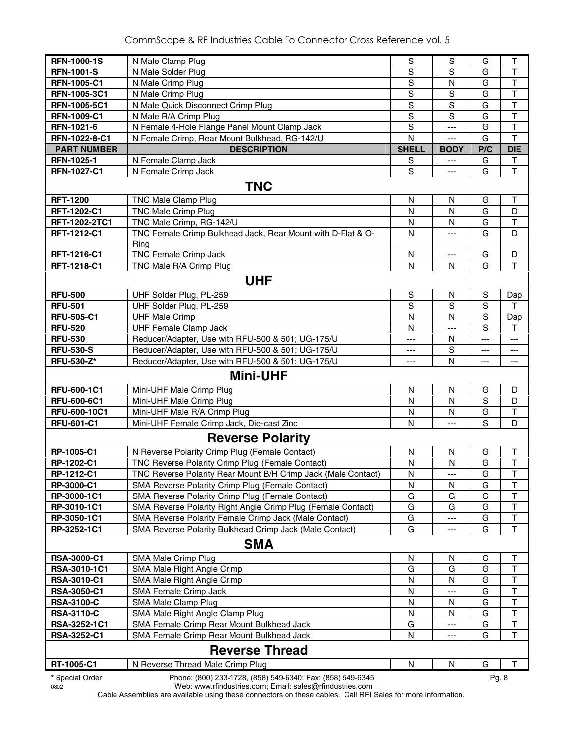| PART NUMBER | DESCRIPTION | SHELL | BODY | P/C | DIE |
|---|---|---|---|---|---|
| **RFN-1000-1S** | N Male Clamp Plug | S | S | G | T |
| **RFN-1001-S** | N Male Solder Plug | S | S | G | T |
| **RFN-1005-C1** | N Male Crimp Plug | S | N | G | T |
| **RFN-1005-3C1** | N Male Crimp Plug | S | S | G | T |
| **RFN-1005-5C1** | N Male Quick Disconnect Crimp Plug | S | S | G | T |
| **RFN-1009-C1** | N Male R/A Crimp Plug | S | S | G | T |
| **RFN-1021-6** | N Female 4-Hole Flange Panel Mount Clamp Jack | S | --- | G | T |
| **RFN-1022-8-C1** | N Female Crimp, Rear Mount Bulkhead, RG-142/U | N | --- | G | T |
| **PART NUMBER** | **DESCRIPTION** | **SHELL** | **BODY** | **P/C** | **DIE** |
| **RFN-1025-1** | N Female Clamp Jack | S | --- | G | T |
| **RFN-1027-C1** | N Female Crimp Jack | S | --- | G | T |
| | **TNC** | | | | |
| **RFT-1200** | TNC Male Clamp Plug | N | N | G | T |
| **RFT-1202-C1** | TNC Male Crimp Plug | N | N | G | D |
| **RFT-1202-2TC1** | TNC Male Crimp, RG-142/U | N | N | G | T |
| **RFT-1212-C1** | TNC Female Crimp Bulkhead Jack, Rear Mount with D-Flat & O-Ring | N | --- | G | D |
| **RFT-1216-C1** | TNC Female Crimp Jack | N | --- | G | D |
| **RFT-1218-C1** | TNC Male R/A Crimp Plug | N | N | G | T |
| | **UHF** | | | | |
| **RFU-500** | UHF Solder Plug, PL-259 | S | N | S | Dap |
| **RFU-501** | UHF Solder Plug, PL-259 | S | S | S | T |
| **RFU-505-C1** | UHF Male Crimp | N | N | S | Dap |
| **RFU-520** | UHF Female Clamp Jack | N | --- | S | T |
| **RFU-530** | Reducer/Adapter, Use with RFU-500 & 501; UG-175/U | --- | N | --- | --- |
| **RFU-530-S** | Reducer/Adapter, Use with RFU-500 & 501; UG-175/U | --- | S | --- | --- |
| **RFU-530-Z*** | Reducer/Adapter, Use with RFU-500 & 501; UG-175/U | --- | N | --- | --- |
| | **Mini-UHF** | | | | |
| **RFU-600-1C1** | Mini-UHF Male Crimp Plug | N | N | G | D |
| **RFU-600-6C1** | Mini-UHF Male Crimp Plug | N | N | S | D |
| **RFU-600-10C1** | Mini-UHF Male R/A Crimp Plug | N | N | G | T |
| **RFU-601-C1** | Mini-UHF Female Crimp Jack, Die-cast Zinc | N | --- | S | D |
| | **Reverse Polarity** | | | | |
| **RP-1005-C1** | N Reverse Polarity Crimp Plug (Female Contact) | N | N | G | T |
| **RP-1202-C1** | TNC Reverse Polarity Crimp Plug (Female Contact) | N | N | G | T |
| **RP-1212-C1** | TNC Reverse Polarity Rear Mount B/H Crimp Jack (Male Contact) | N | --- | G | T |
| **RP-3000-C1** | SMA Reverse Polarity Crimp Plug (Female Contact) | N | N | G | T |
| **RP-3000-1C1** | SMA Reverse Polarity Crimp Plug (Female Contact) | G | G | G | T |
| **RP-3010-1C1** | SMA Reverse Polarity Right Angle Crimp Plug (Female Contact) | G | G | G | T |
| **RP-3050-1C1** | SMA Reverse Polarity Female Crimp Jack (Male Contact) | G | --- | G | T |
| **RP-3252-1C1** | SMA Reverse Polarity Bulkhead Crimp Jack (Male Contact) | G | --- | G | T |
| | **SMA** | | | | |
| **RSA-3000-C1** | SMA Male Crimp Plug | N | N | G | T |
| **RSA-3010-1C1** | SMA Male Right Angle Crimp | G | G | G | T |
| **RSA-3010-C1** | SMA Male Right Angle Crimp | N | N | G | T |
| **RSA-3050-C1** | SMA Female Crimp Jack | N | --- | G | T |
| **RSA-3100-C** | SMA Male Clamp Plug | N | N | G | T |
| **RSA-3110-C** | SMA Male Right Angle Clamp Plug | N | N | G | T |
| **RSA-3252-1C1** | SMA Female Crimp Rear Mount Bulkhead Jack | G | --- | G | T |
| **RSA-3252-C1** | SMA Female Crimp Rear Mount Bulkhead Jack | N | --- | G | T |
| | **Reverse Thread** | | | | |
| **RT-1005-C1** | N Reverse Thread Male Crimp Plug | N | N | G | T |

**\*** Special Order

Phone: (800) 233-1728, (858) 549-6340; Fax: (858) 549-6345
Web: www.rfindustries.com; Email: sales@rfindustries.com

Cable Assemblies are available using these connectors on these cables. Call RFI Sales for more information.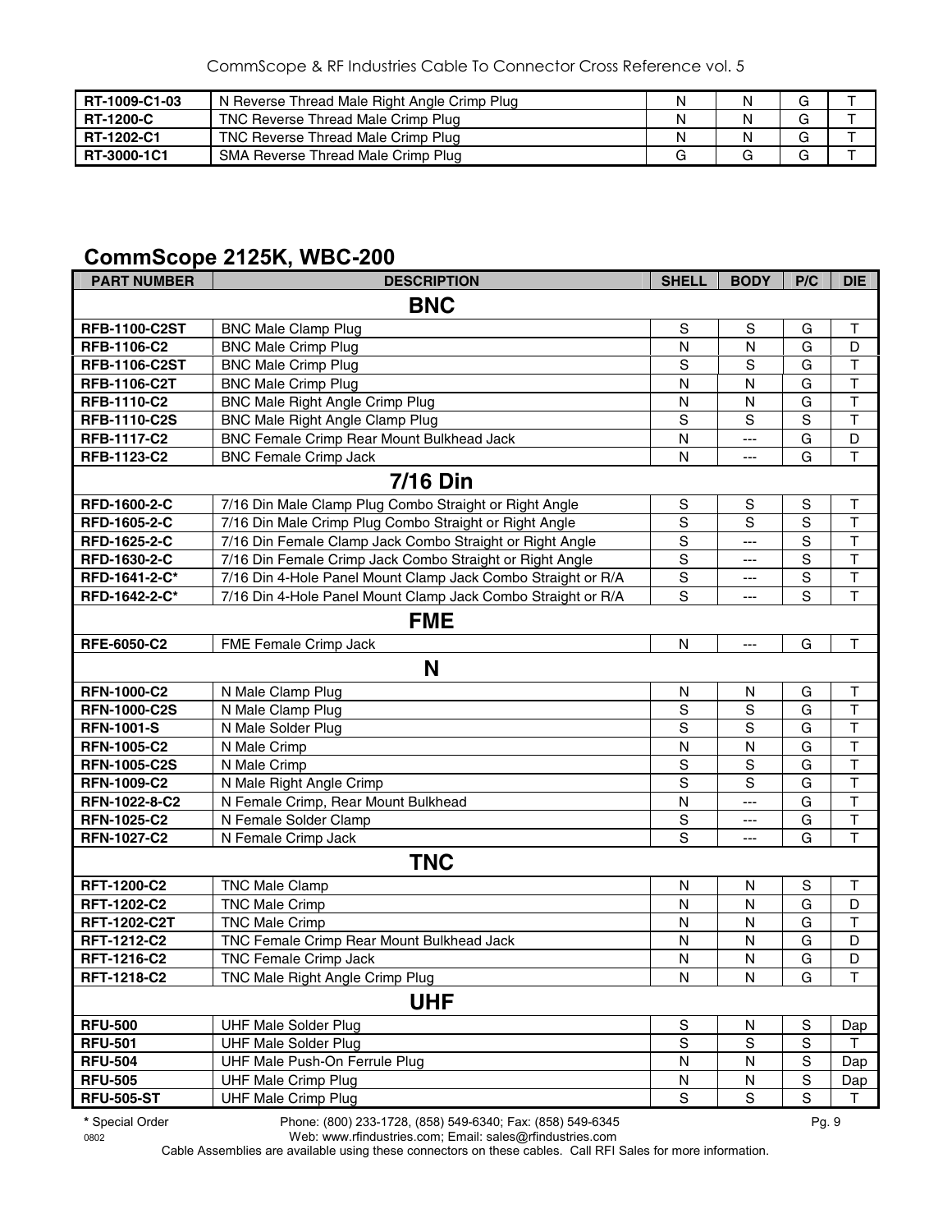| RT-1009-C1-03 | N Reverse Thread Male Right Angle Crimp Plug | N | N | G | T |
|---|---|---|---|---|---|
| RT-1200-C | TNC Reverse Thread Male Crimp Plug | N | N | G | T |
| RT-1202-C1 | TNC Reverse Thread Male Crimp Plug | N | N | G | T |
| RT-3000-1C1 | SMA Reverse Thread Male Crimp Plug | G | G | G | T |

## CommScope 2125K, WBC-200

| PART NUMBER | DESCRIPTION | SHELL | BODY | P/C | DIE |
|---|---|---|---|---|---|
| | **BNC** | | | | |
| **RFB-1100-C2ST** | BNC Male Clamp Plug | S | S | G | T |
| **RFB-1106-C2** | BNC Male Crimp Plug | N | N | G | D |
| **RFB-1106-C2ST** | BNC Male Crimp Plug | S | S | G | T |
| **RFB-1106-C2T** | BNC Male Crimp Plug | N | N | G | T |
| **RFB-1110-C2** | BNC Male Right Angle Crimp Plug | N | N | G | T |
| **RFB-1110-C2S** | BNC Male Right Angle Clamp Plug | S | S | S | T |
| **RFB-1117-C2** | BNC Female Crimp Rear Mount Bulkhead Jack | N | --- | G | D |
| **RFB-1123-C2** | BNC Female Crimp Jack | N | --- | G | T |
| | **7/16 Din** | | | | |
| **RFD-1600-2-C** | 7/16 Din Male Clamp Plug Combo Straight or Right Angle | S | S | S | T |
| **RFD-1605-2-C** | 7/16 Din Male Crimp Plug Combo Straight or Right Angle | S | S | S | T |
| **RFD-1625-2-C** | 7/16 Din Female Clamp Jack Combo Straight or Right Angle | S | --- | S | T |
| **RFD-1630-2-C** | 7/16 Din Female Crimp Jack Combo Straight or Right Angle | S | --- | S | T |
| **RFD-1641-2-C*** | 7/16 Din 4-Hole Panel Mount Clamp Jack Combo Straight or R/A | S | --- | S | T |
| **RFD-1642-2-C*** | 7/16 Din 4-Hole Panel Mount Clamp Jack Combo Straight or R/A | S | --- | S | T |
| | **FME** | | | | |
| **RFE-6050-C2** | FME Female Crimp Jack | N | --- | G | T |
| | **N** | | | | |
| **RFN-1000-C2** | N Male Clamp Plug | N | N | G | T |
| **RFN-1000-C2S** | N Male Clamp Plug | S | S | G | T |
| **RFN-1001-S** | N Male Solder Plug | S | S | G | T |
| **RFN-1005-C2** | N Male Crimp | N | N | G | T |
| **RFN-1005-C2S** | N Male Crimp | S | S | G | T |
| **RFN-1009-C2** | N Male Right Angle Crimp | S | S | G | T |
| **RFN-1022-8-C2** | N Female Crimp, Rear Mount Bulkhead | N | --- | G | T |
| **RFN-1025-C2** | N Female Solder Clamp | S | --- | G | T |
| **RFN-1027-C2** | N Female Crimp Jack | S | --- | G | T |
| | **TNC** | | | | |
| **RFT-1200-C2** | TNC Male Clamp | N | N | S | T |
| **RFT-1202-C2** | TNC Male Crimp | N | N | G | D |
| **RFT-1202-C2T** | TNC Male Crimp | N | N | G | T |
| **RFT-1212-C2** | TNC Female Crimp Rear Mount Bulkhead Jack | N | N | G | D |
| **RFT-1216-C2** | TNC Female Crimp Jack | N | N | G | D |
| **RFT-1218-C2** | TNC Male Right Angle Crimp Plug | N | N | G | T |
| | **UHF** | | | | |
| **RFU-500** | UHF Male Solder Plug | S | N | S | Dap |
| **RFU-501** | UHF Male Solder Plug | S | S | S | T |
| **RFU-504** | UHF Male Push-On Ferrule Plug | N | N | S | Dap |
| **RFU-505** | UHF Male Crimp Plug | N | N | S | Dap |
| **RFU-505-ST** | UHF Male Crimp Plug | S | S | S | T |

**\*** Special Order

Phone: (800) 233-1728, (858) 549-6340; Fax: (858) 549-6345
Web: www.rfindustries.com; Email: sales@rfindustries.com
Cable Assemblies are available using these connectors on these cables. Call RFI Sales for more information.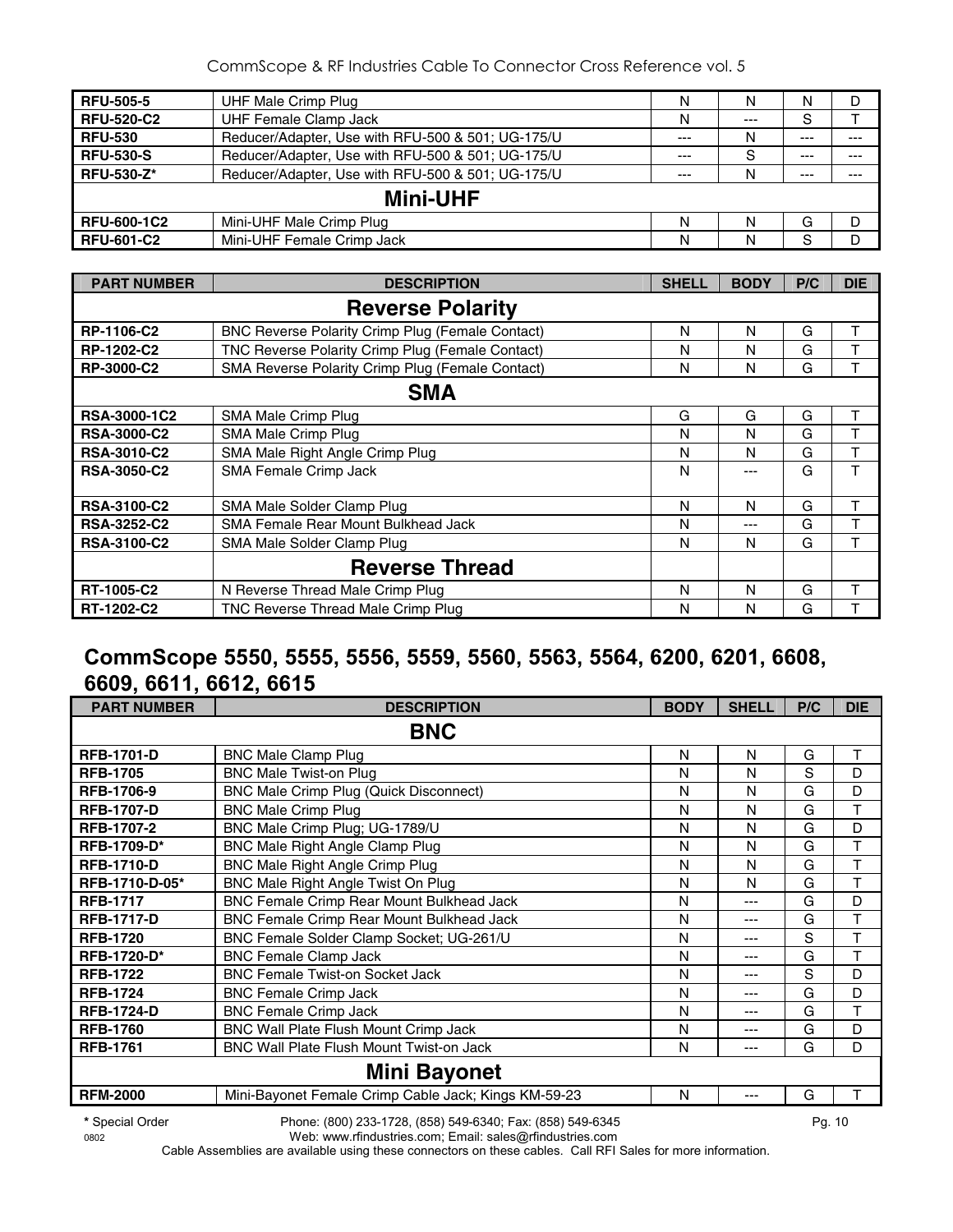| | | | | | |
|---|---|---|---|---|---|
| **RFU-505-5** | UHF Male Crimp Plug | N | N | N | D |
| **RFU-520-C2** | UHF Female Clamp Jack | N | --- | S | T |
| **RFU-530** | Reducer/Adapter, Use with RFU-500 & 501; UG-175/U | --- | N | --- | --- |
| **RFU-530-S** | Reducer/Adapter, Use with RFU-500 & 501; UG-175/U | --- | S | --- | --- |
| **RFU-530-Z*** | Reducer/Adapter, Use with RFU-500 & 501; UG-175/U | --- | N | --- | --- |
| | **Mini-UHF** | | | | |
| **RFU-600-1C2** | Mini-UHF Male Crimp Plug | N | N | G | D |
| **RFU-601-C2** | Mini-UHF Female Crimp Jack | N | N | S | D |

| PART NUMBER | DESCRIPTION | SHELL | BODY | P/C | DIE |
|---|---|---|---|---|---|
| | **Reverse Polarity** | | | | |
| **RP-1106-C2** | BNC Reverse Polarity Crimp Plug (Female Contact) | N | N | G | T |
| **RP-1202-C2** | TNC Reverse Polarity Crimp Plug (Female Contact) | N | N | G | T |
| **RP-3000-C2** | SMA Reverse Polarity Crimp Plug (Female Contact) | N | N | G | T |
| | **SMA** | | | | |
| **RSA-3000-1C2** | SMA Male Crimp Plug | G | G | G | T |
| **RSA-3000-C2** | SMA Male Crimp Plug | N | N | G | T |
| **RSA-3010-C2** | SMA Male Right Angle Crimp Plug | N | N | G | T |
| **RSA-3050-C2** | SMA Female Crimp Jack | N | --- | G | T |
| **RSA-3100-C2** | SMA Male Solder Clamp Plug | N | N | G | T |
| **RSA-3252-C2** | SMA Female Rear Mount Bulkhead Jack | N | --- | G | T |
| **RSA-3100-C2** | SMA Male Solder Clamp Plug | N | N | G | T |
| | **Reverse Thread** | | | | |
| **RT-1005-C2** | N Reverse Thread Male Crimp Plug | N | N | G | T |
| **RT-1202-C2** | TNC Reverse Thread Male Crimp Plug | N | N | G | T |

## CommScope 5550, 5555, 5556, 5559, 5560, 5563, 5564, 6200, 6201, 6608, 6609, 6611, 6612, 6615

| PART NUMBER | DESCRIPTION | BODY | SHELL | P/C | DIE |
|---|---|---|---|---|---|
| | **BNC** | | | | |
| **RFB-1701-D** | BNC Male Clamp Plug | N | N | G | T |
| **RFB-1705** | BNC Male Twist-on Plug | N | N | S | D |
| **RFB-1706-9** | BNC Male Crimp Plug (Quick Disconnect) | N | N | G | D |
| **RFB-1707-D** | BNC Male Crimp Plug | N | N | G | T |
| **RFB-1707-2** | BNC Male Crimp Plug; UG-1789/U | N | N | G | D |
| **RFB-1709-D*** | BNC Male Right Angle Clamp Plug | N | N | G | T |
| **RFB-1710-D** | BNC Male Right Angle Crimp Plug | N | N | G | T |
| **RFB-1710-D-05*** | BNC Male Right Angle Twist On Plug | N | N | G | T |
| **RFB-1717** | BNC Female Crimp Rear Mount Bulkhead Jack | N | --- | G | D |
| **RFB-1717-D** | BNC Female Crimp Rear Mount Bulkhead Jack | N | --- | G | T |
| **RFB-1720** | BNC Female Solder Clamp Socket; UG-261/U | N | --- | S | T |
| **RFB-1720-D*** | BNC Female Clamp Jack | N | --- | G | T |
| **RFB-1722** | BNC Female Twist-on Socket Jack | N | --- | S | D |
| **RFB-1724** | BNC Female Crimp Jack | N | --- | G | D |
| **RFB-1724-D** | BNC Female Crimp Jack | N | --- | G | T |
| **RFB-1760** | BNC Wall Plate Flush Mount Crimp Jack | N | --- | G | D |
| **RFB-1761** | BNC Wall Plate Flush Mount Twist-on Jack | N | --- | G | D |
| | **Mini Bayonet** | | | | |
| **RFM-2000** | Mini-Bayonet Female Crimp Cable Jack; Kings KM-59-23 | N | --- | G | T |

**\*** Special Order Phone: (800) 233-1728, (858) 549-6340; Fax: (858) 549-6345

Web: www.rfindustries.com; Email: sales@rfindustries.com

Cable Assemblies are available using these connectors on these cables. Call RFI Sales for more information.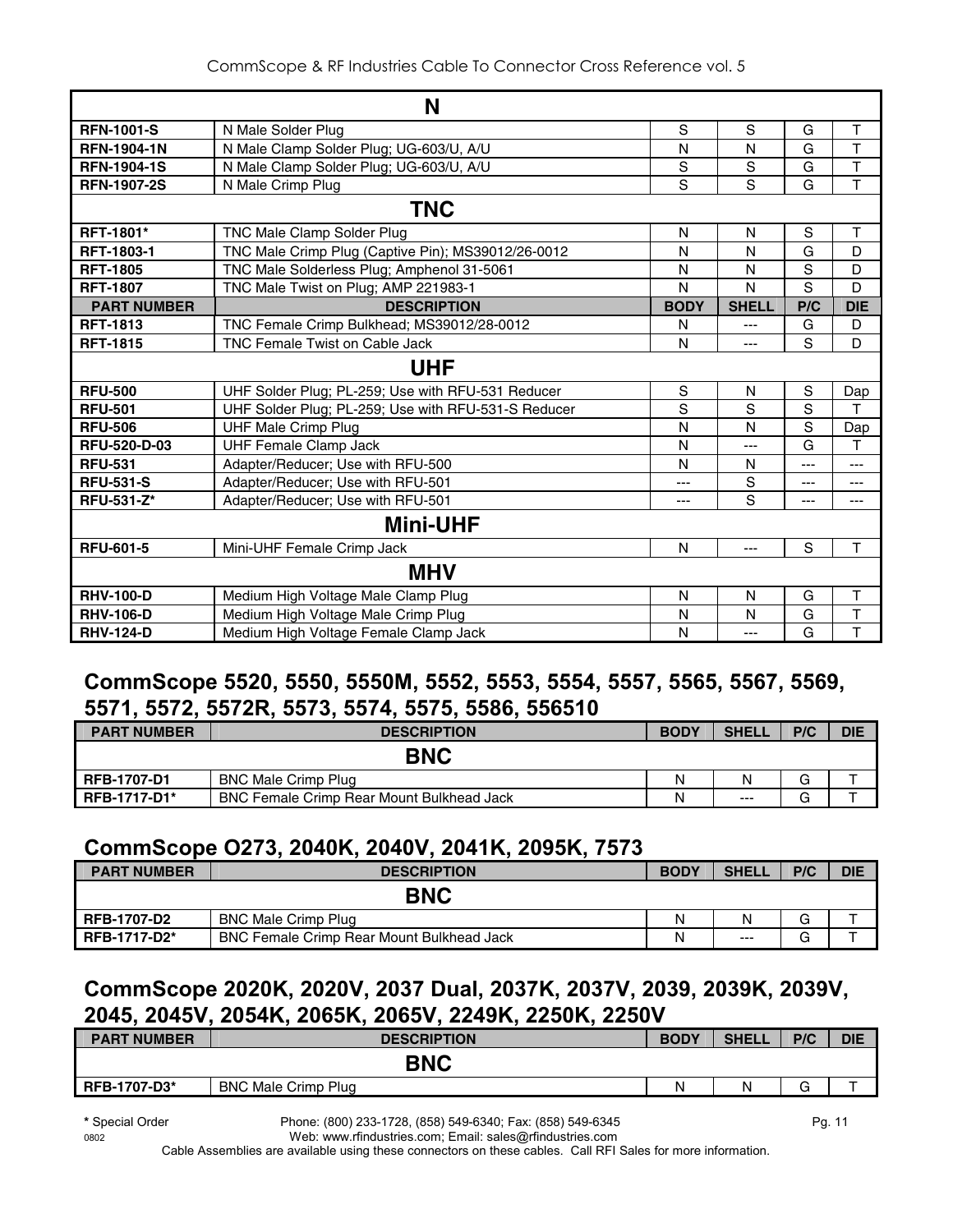| | N | | | | |
|---|---|---|---|---|---|
| RFN-1001-S | N Male Solder Plug | S | S | G | T |
| RFN-1904-1N | N Male Clamp Solder Plug; UG-603/U, A/U | N | N | G | T |
| RFN-1904-1S | N Male Clamp Solder Plug; UG-603/U, A/U | S | S | G | T |
| RFN-1907-2S | N Male Crimp Plug | S | S | G | T |
| | **TNC** | | | | |
| RFT-1801* | TNC Male Clamp Solder Plug | N | N | S | T |
| RFT-1803-1 | TNC Male Crimp Plug (Captive Pin); MS39012/26-0012 | N | N | G | D |
| RFT-1805 | TNC Male Solderless Plug; Amphenol 31-5061 | N | N | S | D |
| RFT-1807 | TNC Male Twist on Plug; AMP 221983-1 | N | N | S | D |
| **PART NUMBER** | **DESCRIPTION** | **BODY** | **SHELL** | **P/C** | **DIE** |
| RFT-1813 | TNC Female Crimp Bulkhead; MS39012/28-0012 | N | --- | G | D |
| RFT-1815 | TNC Female Twist on Cable Jack | N | --- | S | D |
| | **UHF** | | | | |
| RFU-500 | UHF Solder Plug; PL-259; Use with RFU-531 Reducer | S | N | S | Dap |
| RFU-501 | UHF Solder Plug; PL-259; Use with RFU-531-S Reducer | S | S | S | T |
| RFU-506 | UHF Male Crimp Plug | N | N | S | Dap |
| RFU-520-D-03 | UHF Female Clamp Jack | N | --- | G | T |
| RFU-531 | Adapter/Reducer; Use with RFU-500 | N | N | --- | --- |
| RFU-531-S | Adapter/Reducer; Use with RFU-501 | --- | S | --- | --- |
| RFU-531-Z* | Adapter/Reducer; Use with RFU-501 | --- | S | --- | --- |
| | **Mini-UHF** | | | | |
| RFU-601-5 | Mini-UHF Female Crimp Jack | N | --- | S | T |
| | **MHV** | | | | |
| RHV-100-D | Medium High Voltage Male Clamp Plug | N | N | G | T |
| RHV-106-D | Medium High Voltage Male Crimp Plug | N | N | G | T |
| RHV-124-D | Medium High Voltage Female Clamp Jack | N | --- | G | T |

## CommScope 5520, 5550, 5550M, 5552, 5553, 5554, 5557, 5565, 5567, 5569, 5571, 5572, 5572R, 5573, 5574, 5575, 5586, 556510

| PART NUMBER | DESCRIPTION | BODY | SHELL | P/C | DIE |
|---|---|---|---|---|---|
| | **BNC** | | | | |
| RFB-1707-D1 | BNC Male Crimp Plug | N | N | G | T |
| RFB-1717-D1* | BNC Female Crimp Rear Mount Bulkhead Jack | N | --- | G | T |

## CommScope O273, 2040K, 2040V, 2041K, 2095K, 7573

| PART NUMBER | DESCRIPTION | BODY | SHELL | P/C | DIE |
|---|---|---|---|---|---|
| | **BNC** | | | | |
| RFB-1707-D2 | BNC Male Crimp Plug | N | N | G | T |
| RFB-1717-D2* | BNC Female Crimp Rear Mount Bulkhead Jack | N | --- | G | T |

## CommScope 2020K, 2020V, 2037 Dual, 2037K, 2037V, 2039, 2039K, 2039V, 2045, 2045V, 2054K, 2065K, 2065V, 2249K, 2250K, 2250V

| PART NUMBER | DESCRIPTION | BODY | SHELL | P/C | DIE |
|---|---|---|---|---|---|
| | **BNC** | | | | |
| RFB-1707-D3* | BNC Male Crimp Plug | N | N | G | T |

**\*** Special Order

Phone: (800) 233-1728, (858) 549-6340; Fax: (858) 549-6345
Web: www.rfindustries.com; Email: sales@rfindustries.com

Cable Assemblies are available using these connectors on these cables. Call RFI Sales for more information.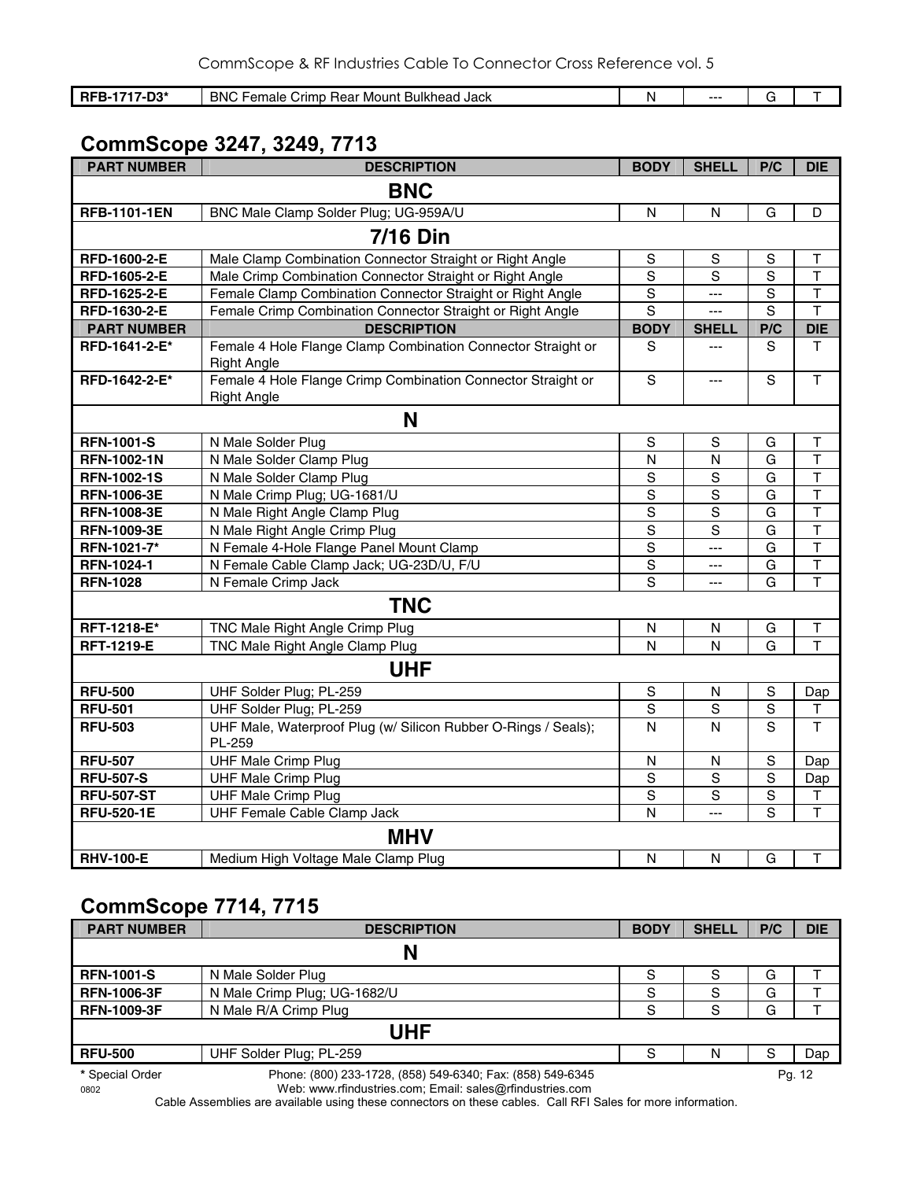| RFB-1717-D3* | BNC Female Crimp Rear Mount Bulkhead Jack | N | --- | G | T |
|---|---|---|---|---|---|

## CommScope 3247, 3249, 7713

| PART NUMBER | DESCRIPTION | BODY | SHELL | P/C | DIE |
|---|---|---|---|---|---|
| | **BNC** | | | | |
| **RFB-1101-1EN** | BNC Male Clamp Solder Plug; UG-959A/U | N | N | G | D |
| | **7/16 Din** | | | | |
| **RFD-1600-2-E** | Male Clamp Combination Connector Straight or Right Angle | S | S | S | T |
| **RFD-1605-2-E** | Male Crimp Combination Connector Straight or Right Angle | S | S | S | T |
| **RFD-1625-2-E** | Female Clamp Combination Connector Straight or Right Angle | S | --- | S | T |
| **RFD-1630-2-E** | Female Crimp Combination Connector Straight or Right Angle | S | --- | S | T |
| **PART NUMBER** | **DESCRIPTION** | **BODY** | **SHELL** | **P/C** | **DIE** |
| **RFD-1641-2-E*** | Female 4 Hole Flange Clamp Combination Connector Straight or Right Angle | S | --- | S | T |
| **RFD-1642-2-E*** | Female 4 Hole Flange Crimp Combination Connector Straight or Right Angle | S | --- | S | T |
| | **N** | | | | |
| **RFN-1001-S** | N Male Solder Plug | S | S | G | T |
| **RFN-1002-1N** | N Male Solder Clamp Plug | N | N | G | T |
| **RFN-1002-1S** | N Male Solder Clamp Plug | S | S | G | T |
| **RFN-1006-3E** | N Male Crimp Plug; UG-1681/U | S | S | G | T |
| **RFN-1008-3E** | N Male Right Angle Clamp Plug | S | S | G | T |
| **RFN-1009-3E** | N Male Right Angle Crimp Plug | S | S | G | T |
| **RFN-1021-7*** | N Female 4-Hole Flange Panel Mount Clamp | S | --- | G | T |
| **RFN-1024-1** | N Female Cable Clamp Jack; UG-23D/U, F/U | S | --- | G | T |
| **RFN-1028** | N Female Crimp Jack | S | --- | G | T |
| | **TNC** | | | | |
| **RFT-1218-E*** | TNC Male Right Angle Crimp Plug | N | N | G | T |
| **RFT-1219-E** | TNC Male Right Angle Clamp Plug | N | N | G | T |
| | **UHF** | | | | |
| **RFU-500** | UHF Solder Plug; PL-259 | S | N | S | Dap |
| **RFU-501** | UHF Solder Plug; PL-259 | S | S | S | T |
| **RFU-503** | UHF Male, Waterproof Plug (w/ Silicon Rubber O-Rings / Seals); PL-259 | N | N | S | T |
| **RFU-507** | UHF Male Crimp Plug | N | N | S | Dap |
| **RFU-507-S** | UHF Male Crimp Plug | S | S | S | Dap |
| **RFU-507-ST** | UHF Male Crimp Plug | S | S | S | T |
| **RFU-520-1E** | UHF Female Cable Clamp Jack | N | --- | S | T |
| | **MHV** | | | | |
| **RHV-100-E** | Medium High Voltage Male Clamp Plug | N | N | G | T |

## CommScope 7714, 7715

| PART NUMBER | DESCRIPTION | BODY | SHELL | P/C | DIE |
|---|---|---|---|---|---|
| | **N** | | | | |
| **RFN-1001-S** | N Male Solder Plug | S | S | G | T |
| **RFN-1006-3F** | N Male Crimp Plug; UG-1682/U | S | S | G | T |
| **RFN-1009-3F** | N Male R/A Crimp Plug | S | S | G | T |
| | **UHF** | | | | |
| **RFU-500** | UHF Solder Plug; PL-259 | S | N | S | Dap |

**\*** Special Order

Phone: (800) 233-1728, (858) 549-6340; Fax: (858) 549-6345
Web: www.rfindustries.com; Email: sales@rfindustries.com

Cable Assemblies are available using these connectors on these cables. Call RFI Sales for more information.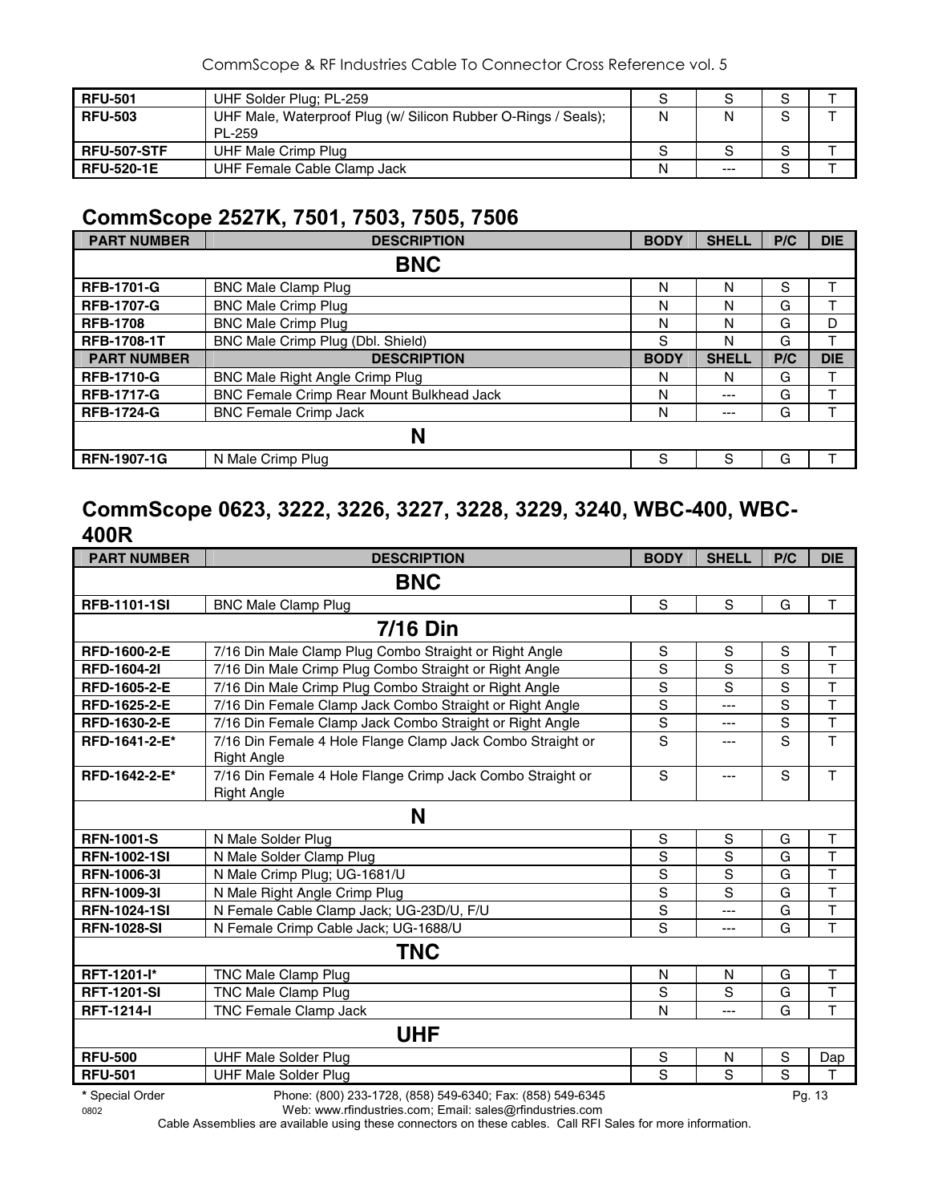| RFU-501 | UHF Solder Plug; PL-259 | S | S | S | T |
|---|---|---|---|---|---|
| RFU-503 | UHF Male, Waterproof Plug (w/ Silicon Rubber O-Rings / Seals); PL-259 | N | N | S | T |
| RFU-507-STF | UHF Male Crimp Plug | S | S | S | T |
| RFU-520-1E | UHF Female Cable Clamp Jack | N | --- | S | T |

## CommScope 2527K, 7501, 7503, 7505, 7506

| PART NUMBER | DESCRIPTION | BODY | SHELL | P/C | DIE |
|---|---|---|---|---|---|
| | **BNC** | | | | |
| RFB-1701-G | BNC Male Clamp Plug | N | N | S | T |
| RFB-1707-G | BNC Male Crimp Plug | N | N | G | T |
| RFB-1708 | BNC Male Crimp Plug | N | N | G | D |
| RFB-1708-1T | BNC Male Crimp Plug (Dbl. Shield) | S | N | G | T |
| **PART NUMBER** | **DESCRIPTION** | **BODY** | **SHELL** | **P/C** | **DIE** |
| RFB-1710-G | BNC Male Right Angle Crimp Plug | N | N | G | T |
| RFB-1717-G | BNC Female Crimp Rear Mount Bulkhead Jack | N | --- | G | T |
| RFB-1724-G | BNC Female Crimp Jack | N | --- | G | T |
| | **N** | | | | |
| RFN-1907-1G | N Male Crimp Plug | S | S | G | T |

## CommScope 0623, 3222, 3226, 3227, 3228, 3229, 3240, WBC-400, WBC-400R

| PART NUMBER | DESCRIPTION | BODY | SHELL | P/C | DIE |
|---|---|---|---|---|---|
| | **BNC** | | | | |
| RFB-1101-1SI | BNC Male Clamp Plug | S | S | G | T |
| | **7/16 Din** | | | | |
| RFD-1600-2-E | 7/16 Din Male Clamp Plug Combo Straight or Right Angle | S | S | S | T |
| RFD-1604-2I | 7/16 Din Male Crimp Plug Combo Straight or Right Angle | S | S | S | T |
| RFD-1605-2-E | 7/16 Din Male Crimp Plug Combo Straight or Right Angle | S | S | S | T |
| RFD-1625-2-E | 7/16 Din Female Clamp Jack Combo Straight or Right Angle | S | --- | S | T |
| RFD-1630-2-E | 7/16 Din Female Clamp Jack Combo Straight or Right Angle | S | --- | S | T |
| RFD-1641-2-E* | 7/16 Din Female 4 Hole Flange Clamp Jack Combo Straight or Right Angle | S | --- | S | T |
| RFD-1642-2-E* | 7/16 Din Female 4 Hole Flange Crimp Jack Combo Straight or Right Angle | S | --- | S | T |
| | **N** | | | | |
| RFN-1001-S | N Male Solder Plug | S | S | G | T |
| RFN-1002-1SI | N Male Solder Clamp Plug | S | S | G | T |
| RFN-1006-3I | N Male Crimp Plug; UG-1681/U | S | S | G | T |
| RFN-1009-3I | N Male Right Angle Crimp Plug | S | S | G | T |
| RFN-1024-1SI | N Female Cable Clamp Jack; UG-23D/U, F/U | S | --- | G | T |
| RFN-1028-SI | N Female Crimp Cable Jack; UG-1688/U | S | --- | G | T |
| | **TNC** | | | | |
| RFT-1201-I* | TNC Male Clamp Plug | N | N | G | T |
| RFT-1201-SI | TNC Male Clamp Plug | S | S | G | T |
| RFT-1214-I | TNC Female Clamp Jack | N | --- | G | T |
| | **UHF** | | | | |
| RFU-500 | UHF Male Solder Plug | S | N | S | Dap |
| RFU-501 | UHF Male Solder Plug | S | S | S | T |

**\*** Special Order

Phone: (800) 233-1728, (858) 549-6340; Fax: (858) 549-6345
Web: www.rfindustries.com; Email: sales@rfindustries.com

0802

Cable Assemblies are available using these connectors on these cables. Call RFI Sales for more information.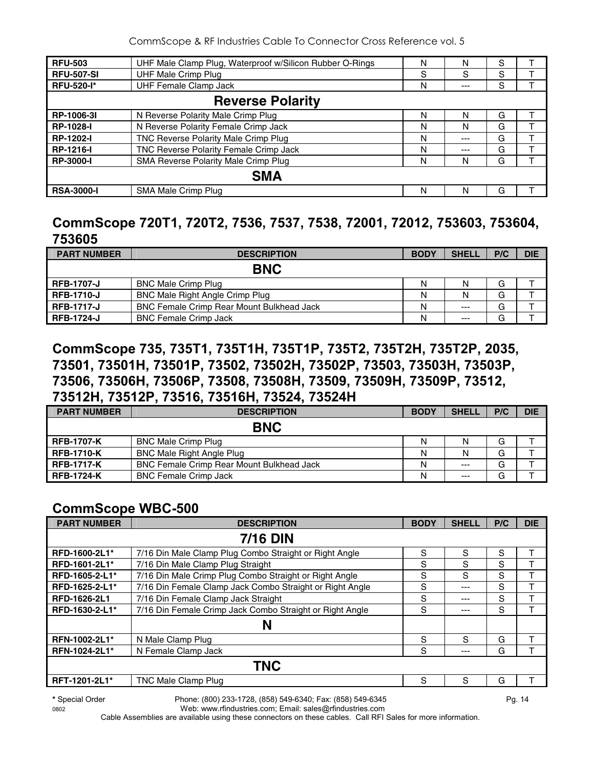| | | | | | |
|---|---|---|---|---|---|
| **RFU-503** | UHF Male Clamp Plug, Waterproof w/Silicon Rubber O-Rings | N | N | S | T |
| **RFU-507-SI** | UHF Male Crimp Plug | S | S | S | T |
| **RFU-520-I*** | UHF Female Clamp Jack | N | --- | S | T |
| | **Reverse Polarity** | | | | |
| **RP-1006-3I** | N Reverse Polarity Male Crimp Plug | N | N | G | T |
| **RP-1028-I** | N Reverse Polarity Female Crimp Jack | N | N | G | T |
| **RP-1202-I** | TNC Reverse Polarity Male Crimp Plug | N | --- | G | T |
| **RP-1216-I** | TNC Reverse Polarity Female Crimp Jack | N | --- | G | T |
| **RP-3000-I** | SMA Reverse Polarity Male Crimp Plug | N | N | G | T |
| | **SMA** | | | | |
| **RSA-3000-I** | SMA Male Crimp Plug | N | N | G | T |

## CommScope 720T1, 720T2, 7536, 7537, 7538, 72001, 72012, 753603, 753604, 753605

| PART NUMBER | DESCRIPTION | BODY | SHELL | P/C | DIE |
|---|---|---|---|---|---|
| | **BNC** | | | | |
| **RFB-1707-J** | BNC Male Crimp Plug | N | N | G | T |
| **RFB-1710-J** | BNC Male Right Angle Crimp Plug | N | N | G | T |
| **RFB-1717-J** | BNC Female Crimp Rear Mount Bulkhead Jack | N | --- | G | T |
| **RFB-1724-J** | BNC Female Crimp Jack | N | --- | G | T |

## CommScope 735, 735T1, 735T1H, 735T1P, 735T2, 735T2H, 735T2P, 2035, 73501, 73501H, 73501P, 73502, 73502H, 73502P, 73503, 73503H, 73503P, 73506, 73506H, 73506P, 73508, 73508H, 73509, 73509H, 73509P, 73512, 73512H, 73512P, 73516, 73516H, 73524, 73524H

| PART NUMBER | DESCRIPTION | BODY | SHELL | P/C | DIE |
|---|---|---|---|---|---|
| | **BNC** | | | | |
| **RFB-1707-K** | BNC Male Crimp Plug | N | N | G | T |
| **RFB-1710-K** | BNC Male Right Angle Plug | N | N | G | T |
| **RFB-1717-K** | BNC Female Crimp Rear Mount Bulkhead Jack | N | --- | G | T |
| **RFB-1724-K** | BNC Female Crimp Jack | N | --- | G | T |

## CommScope WBC-500

| PART NUMBER | DESCRIPTION | BODY | SHELL | P/C | DIE |
|---|---|---|---|---|---|
| | **7/16 DIN** | | | | |
| **RFD-1600-2L1*** | 7/16 Din Male Clamp Plug Combo Straight or Right Angle | S | S | S | T |
| **RFD-1601-2L1*** | 7/16 Din Male Clamp Plug Straight | S | S | S | T |
| **RFD-1605-2-L1*** | 7/16 Din Male Crimp Plug Combo Straight or Right Angle | S | S | S | T |
| **RFD-1625-2-L1*** | 7/16 Din Female Clamp Jack Combo Straight or Right Angle | S | --- | S | T |
| **RFD-1626-2L1** | 7/16 Din Female Clamp Jack Straight | S | --- | S | T |
| **RFD-1630-2-L1*** | 7/16 Din Female Crimp Jack Combo Straight or Right Angle | S | --- | S | T |
| | **N** | | | | |
| **RFN-1002-2L1*** | N Male Clamp Plug | S | S | G | T |
| **RFN-1024-2L1*** | N Female Clamp Jack | S | --- | G | T |
| | **TNC** | | | | |
| **RFT-1201-2L1*** | TNC Male Clamp Plug | S | S | G | T |

**\*** Special Order

Phone: (800) 233-1728, (858) 549-6340; Fax: (858) 549-6345
Web: www.rfindustries.com; Email: sales@rfindustries.com

Cable Assemblies are available using these connectors on these cables. Call RFI Sales for more information.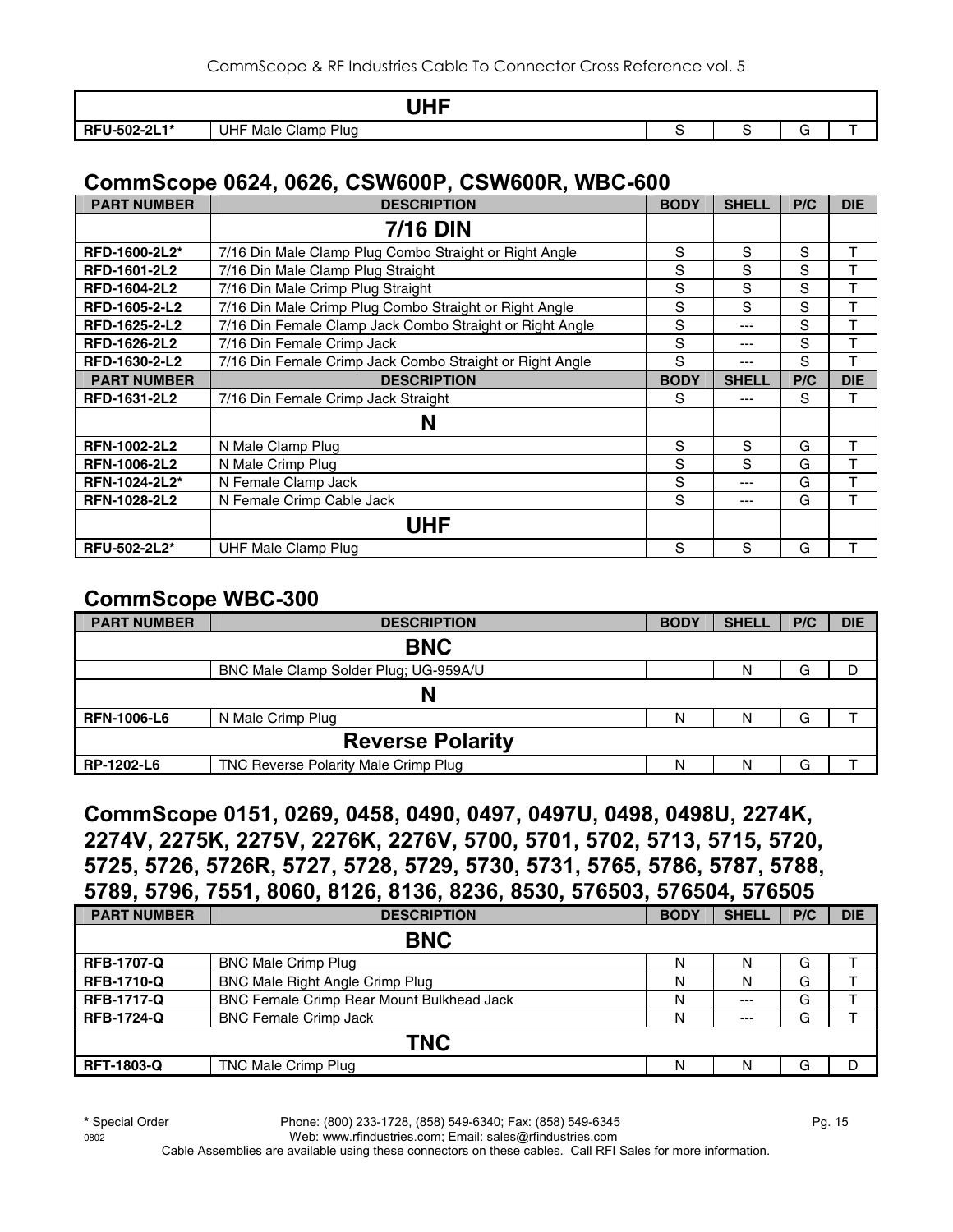| | UHF | | | | |
|---|---|---|---|---|---|
| RFU-502-2L1* | UHF Male Clamp Plug | S | S | G | T |

## CommScope 0624, 0626, CSW600P, CSW600R, WBC-600

| PART NUMBER | DESCRIPTION | BODY | SHELL | P/C | DIE |
|---|---|---|---|---|---|
| | **7/16 DIN** | | | | |
| RFD-1600-2L2* | 7/16 Din Male Clamp Plug Combo Straight or Right Angle | S | S | S | T |
| RFD-1601-2L2 | 7/16 Din Male Clamp Plug Straight | S | S | S | T |
| RFD-1604-2L2 | 7/16 Din Male Crimp Plug Straight | S | S | S | T |
| RFD-1605-2-L2 | 7/16 Din Male Crimp Plug Combo Straight or Right Angle | S | S | S | T |
| RFD-1625-2-L2 | 7/16 Din Female Clamp Jack Combo Straight or Right Angle | S | --- | S | T |
| RFD-1626-2L2 | 7/16 Din Female Crimp Jack | S | --- | S | T |
| RFD-1630-2-L2 | 7/16 Din Female Crimp Jack Combo Straight or Right Angle | S | --- | S | T |
| **PART NUMBER** | **DESCRIPTION** | **BODY** | **SHELL** | **P/C** | **DIE** |
| RFD-1631-2L2 | 7/16 Din Female Crimp Jack Straight | S | --- | S | T |
| | **N** | | | | |
| RFN-1002-2L2 | N Male Clamp Plug | S | S | G | T |
| RFN-1006-2L2 | N Male Crimp Plug | S | S | G | T |
| RFN-1024-2L2* | N Female Clamp Jack | S | --- | G | T |
| RFN-1028-2L2 | N Female Crimp Cable Jack | S | --- | G | T |
| | **UHF** | | | | |
| RFU-502-2L2* | UHF Male Clamp Plug | S | S | G | T |

## CommScope WBC-300

| PART NUMBER | DESCRIPTION | BODY | SHELL | P/C | DIE |
|---|---|---|---|---|---|
| | **BNC** | | | | |
| | BNC Male Clamp Solder Plug; UG-959A/U | | N | G | D |
| | **N** | | | | |
| RFN-1006-L6 | N Male Crimp Plug | N | N | G | T |
| | **Reverse Polarity** | | | | |
| RP-1202-L6 | TNC Reverse Polarity Male Crimp Plug | N | N | G | T |

## CommScope 0151, 0269, 0458, 0490, 0497, 0497U, 0498, 0498U, 2274K, 2274V, 2275K, 2275V, 2276K, 2276V, 5700, 5701, 5702, 5713, 5715, 5720, 5725, 5726, 5726R, 5727, 5728, 5729, 5730, 5731, 5765, 5786, 5787, 5788, 5789, 5796, 7551, 8060, 8126, 8136, 8236, 8530, 576503, 576504, 576505

| PART NUMBER | DESCRIPTION | BODY | SHELL | P/C | DIE |
|---|---|---|---|---|---|
| | **BNC** | | | | |
| RFB-1707-Q | BNC Male Crimp Plug | N | N | G | T |
| RFB-1710-Q | BNC Male Right Angle Crimp Plug | N | N | G | T |
| RFB-1717-Q | BNC Female Crimp Rear Mount Bulkhead Jack | N | --- | G | T |
| RFB-1724-Q | BNC Female Crimp Jack | N | --- | G | T |
| | **TNC** | | | | |
| RFT-1803-Q | TNC Male Crimp Plug | N | N | G | D |

* Special Order
Phone: (800) 233-1728, (858) 549-6340; Fax: (858) 549-6345
Web: www.rfindustries.com; Email: sales@rfindustries.com
Cable Assemblies are available using these connectors on these cables. Call RFI Sales for more information.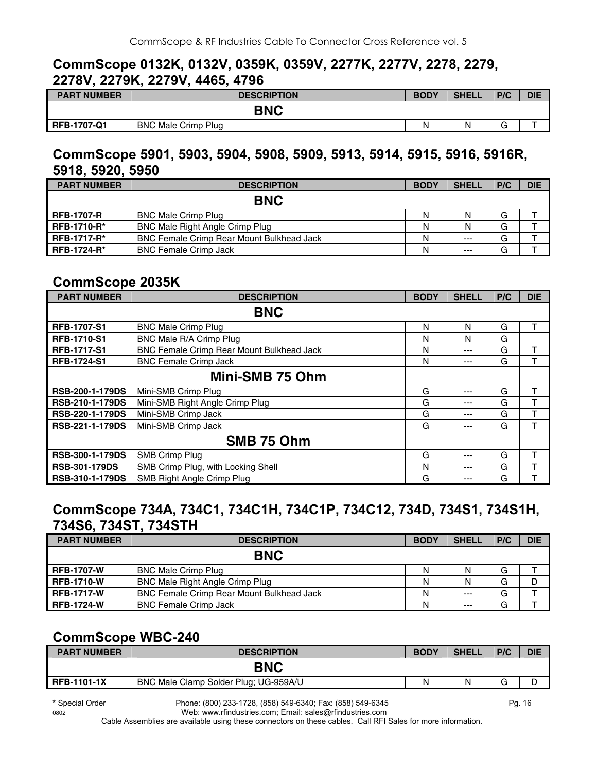## CommScope 0132K, 0132V, 0359K, 0359V, 2277K, 2277V, 2278, 2279, 2278V, 2279K, 2279V, 4465, 4796

| PART NUMBER | DESCRIPTION | BODY | SHELL | P/C | DIE |
|---|---|---|---|---|---|
| | **BNC** | | | | |
| **RFB-1707-Q1** | BNC Male Crimp Plug | N | N | G | T |

## CommScope 5901, 5903, 5904, 5908, 5909, 5913, 5914, 5915, 5916, 5916R, 5918, 5920, 5950

| PART NUMBER | DESCRIPTION | BODY | SHELL | P/C | DIE |
|---|---|---|---|---|---|
| | **BNC** | | | | |
| **RFB-1707-R** | BNC Male Crimp Plug | N | N | G | T |
| **RFB-1710-R*** | BNC Male Right Angle Crimp Plug | N | N | G | T |
| **RFB-1717-R*** | BNC Female Crimp Rear Mount Bulkhead Jack | N | --- | G | T |
| **RFB-1724-R*** | BNC Female Crimp Jack | N | --- | G | T |

## CommScope 2035K

| PART NUMBER | DESCRIPTION | BODY | SHELL | P/C | DIE |
|---|---|---|---|---|---|
| | **BNC** | | | | |
| **RFB-1707-S1** | BNC Male Crimp Plug | N | N | G | T |
| **RFB-1710-S1** | BNC Male R/A Crimp Plug | N | N | G | |
| **RFB-1717-S1** | BNC Female Crimp Rear Mount Bulkhead Jack | N | --- | G | T |
| **RFB-1724-S1** | BNC Female Crimp Jack | N | --- | G | T |
| | **Mini-SMB 75 Ohm** | | | | |
| **RSB-200-1-179DS** | Mini-SMB Crimp Plug | G | --- | G | T |
| **RSB-210-1-179DS** | Mini-SMB Right Angle Crimp Plug | G | --- | G | T |
| **RSB-220-1-179DS** | Mini-SMB Crimp Jack | G | --- | G | T |
| **RSB-221-1-179DS** | Mini-SMB Crimp Jack | G | --- | G | T |
| | **SMB 75 Ohm** | | | | |
| **RSB-300-1-179DS** | SMB Crimp Plug | G | --- | G | T |
| **RSB-301-179DS** | SMB Crimp Plug, with Locking Shell | N | --- | G | T |
| **RSB-310-1-179DS** | SMB Right Angle Crimp Plug | G | --- | G | T |

## CommScope 734A, 734C1, 734C1H, 734C1P, 734C12, 734D, 734S1, 734S1H, 734S6, 734ST, 734STH

| PART NUMBER | DESCRIPTION | BODY | SHELL | P/C | DIE |
|---|---|---|---|---|---|
| | **BNC** | | | | |
| **RFB-1707-W** | BNC Male Crimp Plug | N | N | G | T |
| **RFB-1710-W** | BNC Male Right Angle Crimp Plug | N | N | G | D |
| **RFB-1717-W** | BNC Female Crimp Rear Mount Bulkhead Jack | N | --- | G | T |
| **RFB-1724-W** | BNC Female Crimp Jack | N | --- | G | T |

## CommScope WBC-240

| PART NUMBER | DESCRIPTION | BODY | SHELL | P/C | DIE |
|---|---|---|---|---|---|
| | **BNC** | | | | |
| **RFB-1101-1X** | BNC Male Clamp Solder Plug; UG-959A/U | N | N | G | D |

**\*** Special Order

Phone: (800) 233-1728, (858) 549-6340; Fax: (858) 549-6345

Web: www.rfindustries.com; Email: sales@rfindustries.com

Cable Assemblies are available using these connectors on these cables. Call RFI Sales for more information.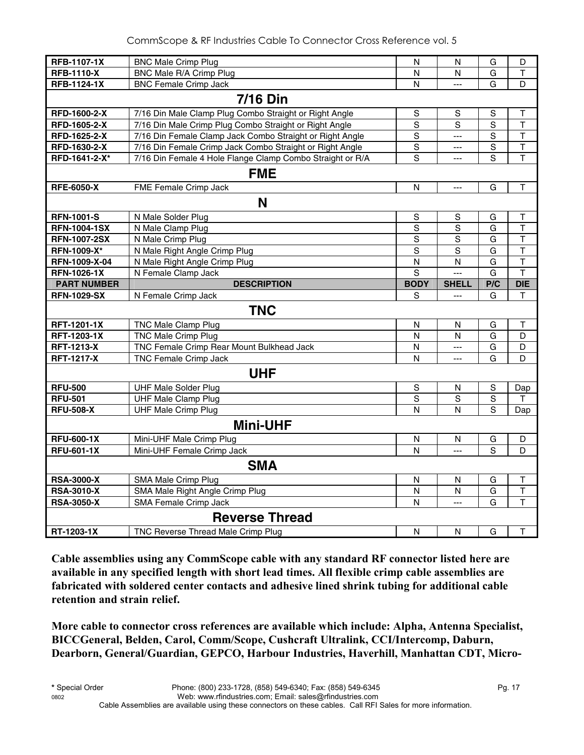| PART NUMBER | DESCRIPTION | BODY | SHELL | P/C | DIE |
|---|---|---|---|---|---|
| **RFB-1107-1X** | BNC Male Crimp Plug | N | N | G | D |
| **RFB-1110-X** | BNC Male R/A Crimp Plug | N | N | G | T |
| **RFB-1124-1X** | BNC Female Crimp Jack | N | --- | G | D |
| | **7/16 Din** | | | | |
| **RFD-1600-2-X** | 7/16 Din Male Clamp Plug Combo Straight or Right Angle | S | S | S | T |
| **RFD-1605-2-X** | 7/16 Din Male Crimp Plug Combo Straight or Right Angle | S | S | S | T |
| **RFD-1625-2-X** | 7/16 Din Female Clamp Jack Combo Straight or Right Angle | S | --- | S | T |
| **RFD-1630-2-X** | 7/16 Din Female Crimp Jack Combo Straight or Right Angle | S | --- | S | T |
| **RFD-1641-2-X*** | 7/16 Din Female 4 Hole Flange Clamp Combo Straight or R/A | S | --- | S | T |
| | **FME** | | | | |
| **RFE-6050-X** | FME Female Crimp Jack | N | --- | G | T |
| | **N** | | | | |
| **RFN-1001-S** | N Male Solder Plug | S | S | G | T |
| **RFN-1004-1SX** | N Male Clamp Plug | S | S | G | T |
| **RFN-1007-2SX** | N Male Crimp Plug | S | S | G | T |
| **RFN-1009-X*** | N Male Right Angle Crimp Plug | S | S | G | T |
| **RFN-1009-X-04** | N Male Right Angle Crimp Plug | N | N | G | T |
| **RFN-1026-1X** | N Female Clamp Jack | S | --- | G | T |
| **PART NUMBER** | **DESCRIPTION** | **BODY** | **SHELL** | **P/C** | **DIE** |
| **RFN-1029-SX** | N Female Crimp Jack | S | --- | G | T |
| | **TNC** | | | | |
| **RFT-1201-1X** | TNC Male Clamp Plug | N | N | G | T |
| **RFT-1203-1X** | TNC Male Crimp Plug | N | N | G | D |
| **RFT-1213-X** | TNC Female Crimp Rear Mount Bulkhead Jack | N | --- | G | D |
| **RFT-1217-X** | TNC Female Crimp Jack | N | --- | G | D |
| | **UHF** | | | | |
| **RFU-500** | UHF Male Solder Plug | S | N | S | Dap |
| **RFU-501** | UHF Male Clamp Plug | S | S | S | T |
| **RFU-508-X** | UHF Male Crimp Plug | N | N | S | Dap |
| | **Mini-UHF** | | | | |
| **RFU-600-1X** | Mini-UHF Male Crimp Plug | N | N | G | D |
| **RFU-601-1X** | Mini-UHF Female Crimp Jack | N | --- | S | D |
| | **SMA** | | | | |
| **RSA-3000-X** | SMA Male Crimp Plug | N | N | G | T |
| **RSA-3010-X** | SMA Male Right Angle Crimp Plug | N | N | G | T |
| **RSA-3050-X** | SMA Female Crimp Jack | N | --- | G | T |
| | **Reverse Thread** | | | | |
| **RT-1203-1X** | TNC Reverse Thread Male Crimp Plug | N | N | G | T |

**Cable assemblies using any CommScope cable with any standard RF connector listed here are available in any specified length with short lead times. All flexible crimp cable assemblies are fabricated with soldered center contacts and adhesive lined shrink tubing for additional cable retention and strain relief.**

**More cable to connector cross references are available which include: Alpha, Antenna Specialist, BICCGeneral, Belden, Carol, Comm/Scope, Cushcraft Ultralink, CCI/Intercomp, Daburn, Dearborn, General/Guardian, GEPCO, Harbour Industries, Haverhill, Manhattan CDT, Micro-**

\* Special Order

Phone: (800) 233-1728, (858) 549-6340; Fax: (858) 549-6345
Web: www.rfindustries.com; Email: sales@rfindustries.com
Cable Assemblies are available using these connectors on these cables. Call RFI Sales for more information.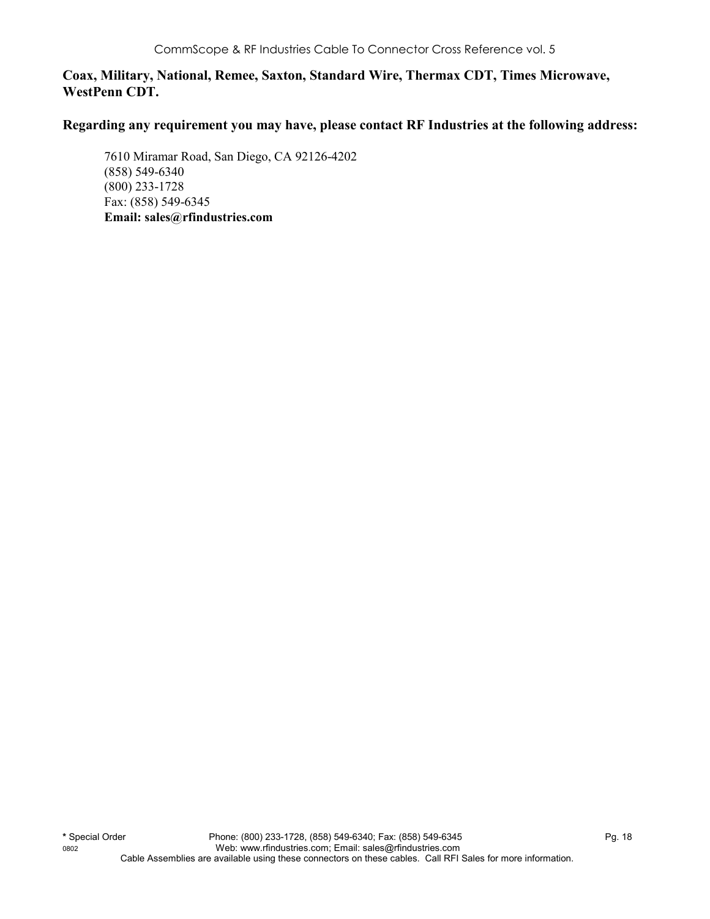**Coax, Military, National, Remee, Saxton, Standard Wire, Thermax CDT, Times Microwave, WestPenn CDT.**

**Regarding any requirement you may have, please contact RF Industries at the following address:**

7610 Miramar Road, San Diego, CA 92126-4202
(858) 549-6340
(800) 233-1728
Fax: (858) 549-6345
**Email: sales@rfindustries.com**